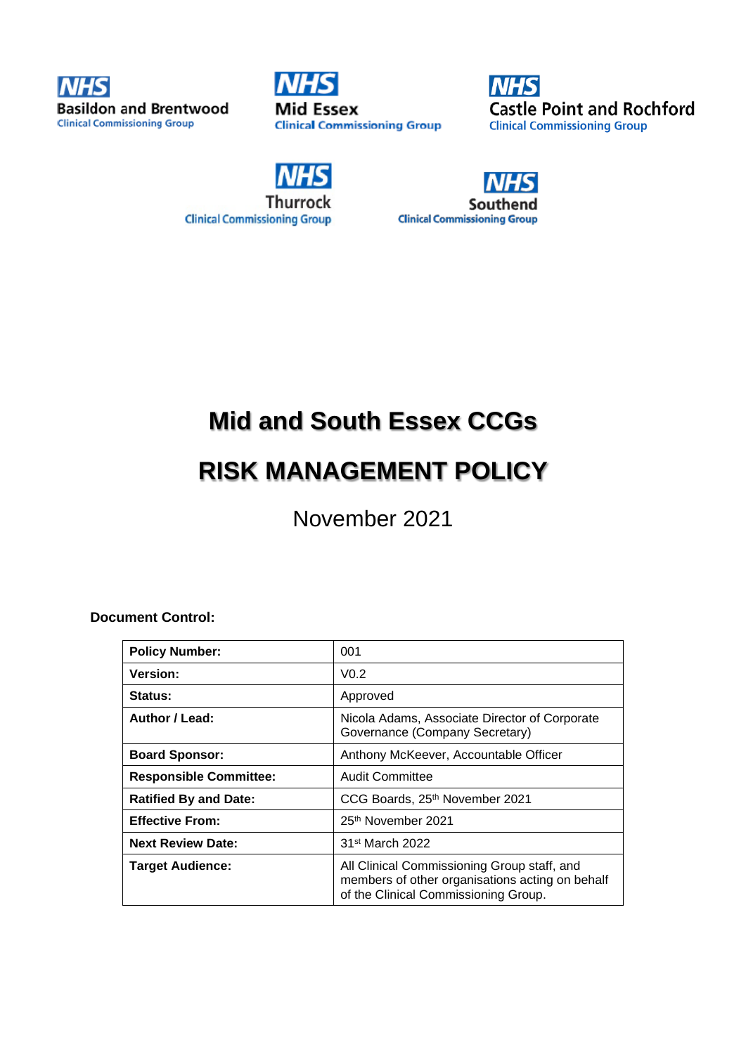NHS Basildon and Brentwood Clinical Commissioning Group

NHS Mid Essex Clinical Commissioning Group

NHS Castle Point and Rochford Clinical Commissioning Group

NHS Thurrock Clinical Commissioning Group

NHS Southend Clinical Commissioning Group

# Mid and South Essex CCGs

# RISK MANAGEMENT POLICY

November 2021

**Document Control:**

| **Policy Number:** | 001 |
|---|---|
| **Version:** | V0.2 |
| **Status:** | Approved |
| **Author / Lead:** | Nicola Adams, Associate Director of Corporate Governance (Company Secretary) |
| **Board Sponsor:** | Anthony McKeever, Accountable Officer |
| **Responsible Committee:** | Audit Committee |
| **Ratified By and Date:** | CCG Boards, 25th November 2021 |
| **Effective From:** | 25th November 2021 |
| **Next Review Date:** | 31st March 2022 |
| **Target Audience:** | All Clinical Commissioning Group staff, and members of other organisations acting on behalf of the Clinical Commissioning Group. |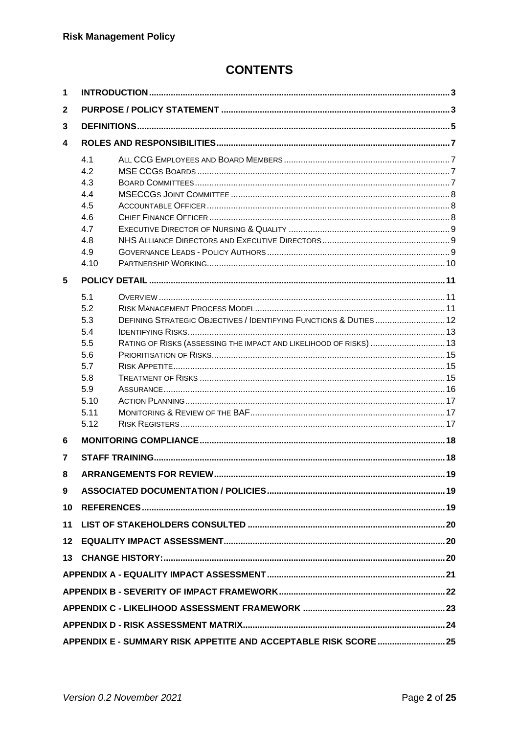# CONTENTS

| | | | |
|---|---|---|---|
| **1** | **INTRODUCTION** | | **3** |
| **2** | **PURPOSE / POLICY STATEMENT** | | **3** |
| **3** | **DEFINITIONS** | | **5** |
| **4** | **ROLES AND RESPONSIBILITIES** | | **7** |
| | 4.1 | ALL CCG EMPLOYEES AND BOARD MEMBERS | 7 |
| | 4.2 | MSE CCGS BOARDS | 7 |
| | 4.3 | BOARD COMMITTEES | 7 |
| | 4.4 | MSECCGS JOINT COMMITTEE | 8 |
| | 4.5 | ACCOUNTABLE OFFICER | 8 |
| | 4.6 | CHIEF FINANCE OFFICER | 8 |
| | 4.7 | EXECUTIVE DIRECTOR OF NURSING & QUALITY | 9 |
| | 4.8 | NHS ALLIANCE DIRECTORS AND EXECUTIVE DIRECTORS | 9 |
| | 4.9 | GOVERNANCE LEADS - POLICY AUTHORS | 9 |
| | 4.10 | PARTNERSHIP WORKING | 10 |
| **5** | **POLICY DETAIL** | | **11** |
| | 5.1 | OVERVIEW | 11 |
| | 5.2 | RISK MANAGEMENT PROCESS MODEL | 11 |
| | 5.3 | DEFINING STRATEGIC OBJECTIVES / IDENTIFYING FUNCTIONS & DUTIES | 12 |
| | 5.4 | IDENTIFYING RISKS | 13 |
| | 5.5 | RATING OF RISKS (ASSESSING THE IMPACT AND LIKELIHOOD OF RISKS) | 13 |
| | 5.6 | PRIORITISATION OF RISKS | 15 |
| | 5.7 | RISK APPETITE | 15 |
| | 5.8 | TREATMENT OF RISKS | 15 |
| | 5.9 | ASSURANCE | 16 |
| | 5.10 | ACTION PLANNING | 17 |
| | 5.11 | MONITORING & REVIEW OF THE BAF | 17 |
| | 5.12 | RISK REGISTERS | 17 |
| **6** | **MONITORING COMPLIANCE** | | **18** |
| **7** | **STAFF TRAINING** | | **18** |
| **8** | **ARRANGEMENTS FOR REVIEW** | | **19** |
| **9** | **ASSOCIATED DOCUMENTATION / POLICIES** | | **19** |
| **10** | **REFERENCES** | | **19** |
| **11** | **LIST OF STAKEHOLDERS CONSULTED** | | **20** |
| **12** | **EQUALITY IMPACT ASSESSMENT** | | **20** |
| **13** | **CHANGE HISTORY:** | | **20** |
| | **APPENDIX A - EQUALITY IMPACT ASSESSMENT** | | **21** |
| | **APPENDIX B - SEVERITY OF IMPACT FRAMEWORK** | | **22** |
| | **APPENDIX C - LIKELIHOOD ASSESSMENT FRAMEWORK** | | **23** |
| | **APPENDIX D - RISK ASSESSMENT MATRIX** | | **24** |
| | **APPENDIX E - SUMMARY RISK APPETITE AND ACCEPTABLE RISK SCORE** | | **25** |

*Version 0.2 November 2021*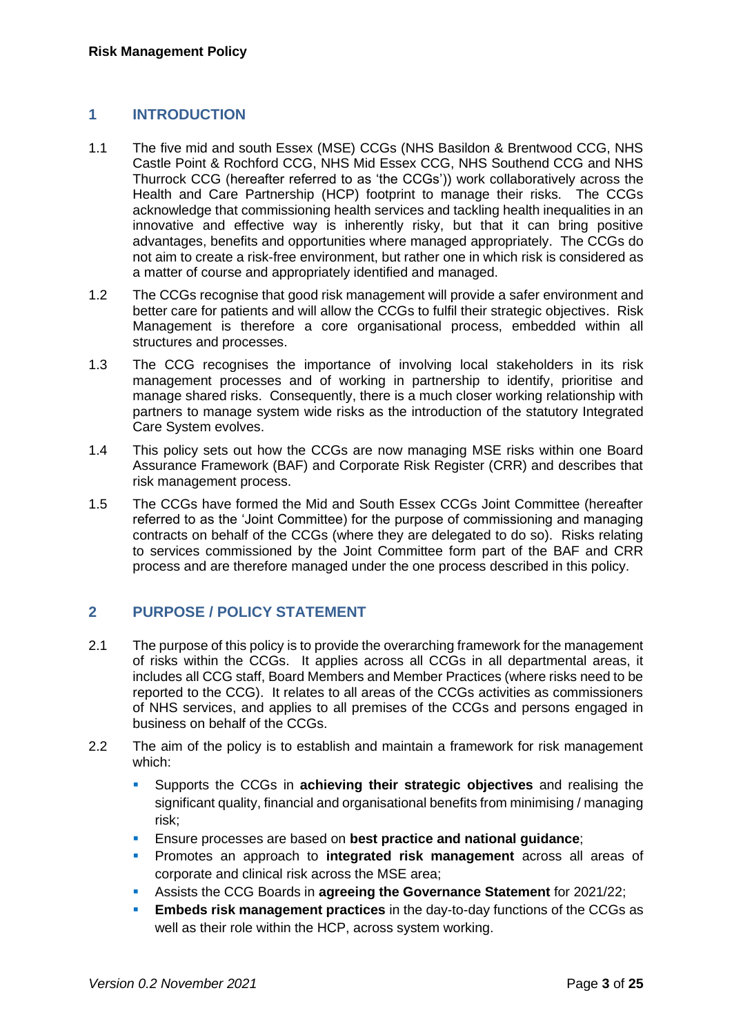## 1 INTRODUCTION

1.1 The five mid and south Essex (MSE) CCGs (NHS Basildon & Brentwood CCG, NHS Castle Point & Rochford CCG, NHS Mid Essex CCG, NHS Southend CCG and NHS Thurrock CCG (hereafter referred to as 'the CCGs')) work collaboratively across the Health and Care Partnership (HCP) footprint to manage their risks. The CCGs acknowledge that commissioning health services and tackling health inequalities in an innovative and effective way is inherently risky, but that it can bring positive advantages, benefits and opportunities where managed appropriately. The CCGs do not aim to create a risk-free environment, but rather one in which risk is considered as a matter of course and appropriately identified and managed.

1.2 The CCGs recognise that good risk management will provide a safer environment and better care for patients and will allow the CCGs to fulfil their strategic objectives. Risk Management is therefore a core organisational process, embedded within all structures and processes.

1.3 The CCG recognises the importance of involving local stakeholders in its risk management processes and of working in partnership to identify, prioritise and manage shared risks. Consequently, there is a much closer working relationship with partners to manage system wide risks as the introduction of the statutory Integrated Care System evolves.

1.4 This policy sets out how the CCGs are now managing MSE risks within one Board Assurance Framework (BAF) and Corporate Risk Register (CRR) and describes that risk management process.

1.5 The CCGs have formed the Mid and South Essex CCGs Joint Committee (hereafter referred to as the 'Joint Committee) for the purpose of commissioning and managing contracts on behalf of the CCGs (where they are delegated to do so). Risks relating to services commissioned by the Joint Committee form part of the BAF and CRR process and are therefore managed under the one process described in this policy.

## 2 PURPOSE / POLICY STATEMENT

2.1 The purpose of this policy is to provide the overarching framework for the management of risks within the CCGs. It applies across all CCGs in all departmental areas, it includes all CCG staff, Board Members and Member Practices (where risks need to be reported to the CCG). It relates to all areas of the CCGs activities as commissioners of NHS services, and applies to all premises of the CCGs and persons engaged in business on behalf of the CCGs.

2.2 The aim of the policy is to establish and maintain a framework for risk management which:

- Supports the CCGs in **achieving their strategic objectives** and realising the significant quality, financial and organisational benefits from minimising / managing risk;
- Ensure processes are based on **best practice and national guidance**;
- Promotes an approach to **integrated risk management** across all areas of corporate and clinical risk across the MSE area;
- Assists the CCG Boards in **agreeing the Governance Statement** for 2021/22;
- **Embeds risk management practices** in the day-to-day functions of the CCGs as well as their role within the HCP, across system working.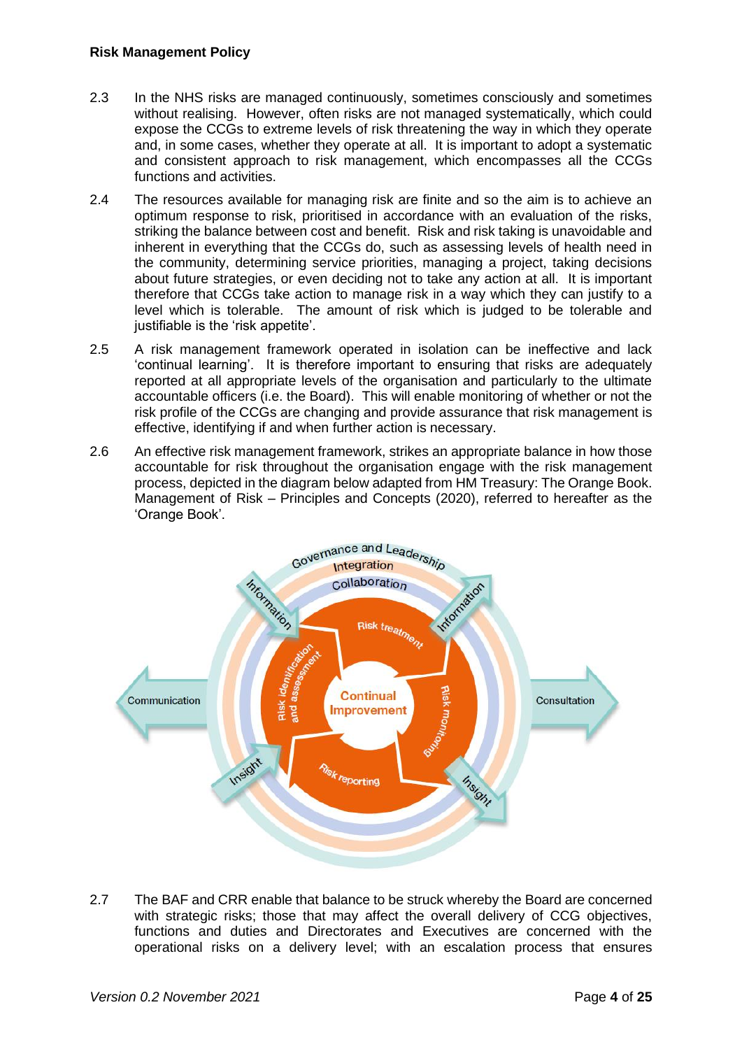2.3 In the NHS risks are managed continuously, sometimes consciously and sometimes without realising. However, often risks are not managed systematically, which could expose the CCGs to extreme levels of risk threatening the way in which they operate and, in some cases, whether they operate at all. It is important to adopt a systematic and consistent approach to risk management, which encompasses all the CCGs functions and activities.

2.4 The resources available for managing risk are finite and so the aim is to achieve an optimum response to risk, prioritised in accordance with an evaluation of the risks, striking the balance between cost and benefit. Risk and risk taking is unavoidable and inherent in everything that the CCGs do, such as assessing levels of health need in the community, determining service priorities, managing a project, taking decisions about future strategies, or even deciding not to take any action at all. It is important therefore that CCGs take action to manage risk in a way which they can justify to a level which is tolerable. The amount of risk which is judged to be tolerable and justifiable is the 'risk appetite'.

2.5 A risk management framework operated in isolation can be ineffective and lack 'continual learning'. It is therefore important to ensuring that risks are adequately reported at all appropriate levels of the organisation and particularly to the ultimate accountable officers (i.e. the Board). This will enable monitoring of whether or not the risk profile of the CCGs are changing and provide assurance that risk management is effective, identifying if and when further action is necessary.

2.6 An effective risk management framework, strikes an appropriate balance in how those accountable for risk throughout the organisation engage with the risk management process, depicted in the diagram below adapted from HM Treasury: The Orange Book. Management of Risk – Principles and Concepts (2020), referred to hereafter as the 'Orange Book'.

Governance and Leadership
Integration
Collaboration
Information
Information
Risk treatment
Risk identification and assessment
Continual Improvement
Risk monitoring
Risk reporting
Communication
Consultation
Insight
Insight

2.7 The BAF and CRR enable that balance to be struck whereby the Board are concerned with strategic risks; those that may affect the overall delivery of CCG objectives, functions and duties and Directorates and Executives are concerned with the operational risks on a delivery level; with an escalation process that ensures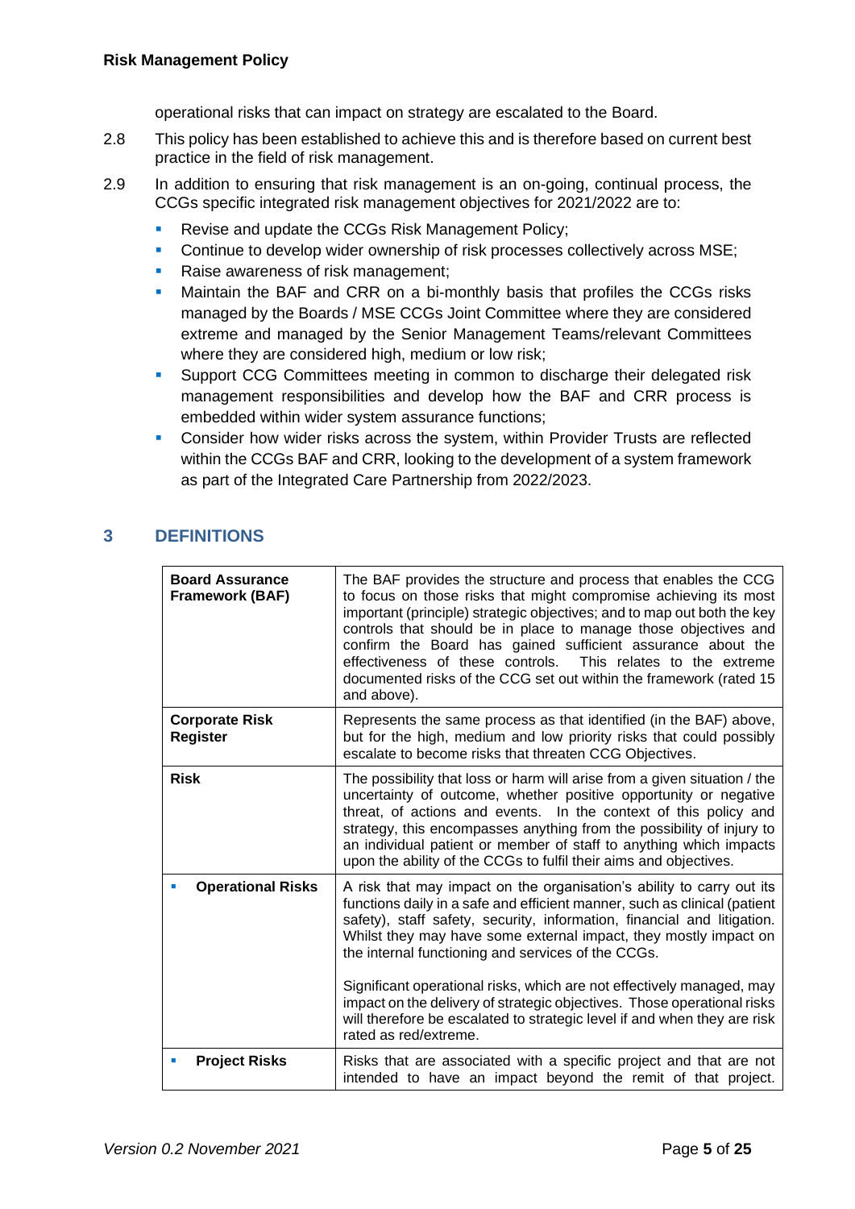operational risks that can impact on strategy are escalated to the Board.

2.8 This policy has been established to achieve this and is therefore based on current best practice in the field of risk management.

2.9 In addition to ensuring that risk management is an on-going, continual process, the CCGs specific integrated risk management objectives for 2021/2022 are to:

- Revise and update the CCGs Risk Management Policy;
- Continue to develop wider ownership of risk processes collectively across MSE;
- Raise awareness of risk management;
- Maintain the BAF and CRR on a bi-monthly basis that profiles the CCGs risks managed by the Boards / MSE CCGs Joint Committee where they are considered extreme and managed by the Senior Management Teams/relevant Committees where they are considered high, medium or low risk;
- Support CCG Committees meeting in common to discharge their delegated risk management responsibilities and develop how the BAF and CRR process is embedded within wider system assurance functions;
- Consider how wider risks across the system, within Provider Trusts are reflected within the CCGs BAF and CRR, looking to the development of a system framework as part of the Integrated Care Partnership from 2022/2023.

## 3 DEFINITIONS

| | |
|---|---|
| **Board Assurance Framework (BAF)** | The BAF provides the structure and process that enables the CCG to focus on those risks that might compromise achieving its most important (principle) strategic objectives; and to map out both the key controls that should be in place to manage those objectives and confirm the Board has gained sufficient assurance about the effectiveness of these controls. This relates to the extreme documented risks of the CCG set out within the framework (rated 15 and above). |
| **Corporate Risk Register** | Represents the same process as that identified (in the BAF) above, but for the high, medium and low priority risks that could possibly escalate to become risks that threaten CCG Objectives. |
| **Risk** | The possibility that loss or harm will arise from a given situation / the uncertainty of outcome, whether positive opportunity or negative threat, of actions and events. In the context of this policy and strategy, this encompasses anything from the possibility of injury to an individual patient or member of staff to anything which impacts upon the ability of the CCGs to fulfil their aims and objectives. |
| ▪ **Operational Risks** | A risk that may impact on the organisation's ability to carry out its functions daily in a safe and efficient manner, such as clinical (patient safety), staff safety, security, information, financial and litigation. Whilst they may have some external impact, they mostly impact on the internal functioning and services of the CCGs.<br><br>Significant operational risks, which are not effectively managed, may impact on the delivery of strategic objectives. Those operational risks will therefore be escalated to strategic level if and when they are risk rated as red/extreme. |
| ▪ **Project Risks** | Risks that are associated with a specific project and that are not intended to have an impact beyond the remit of that project. |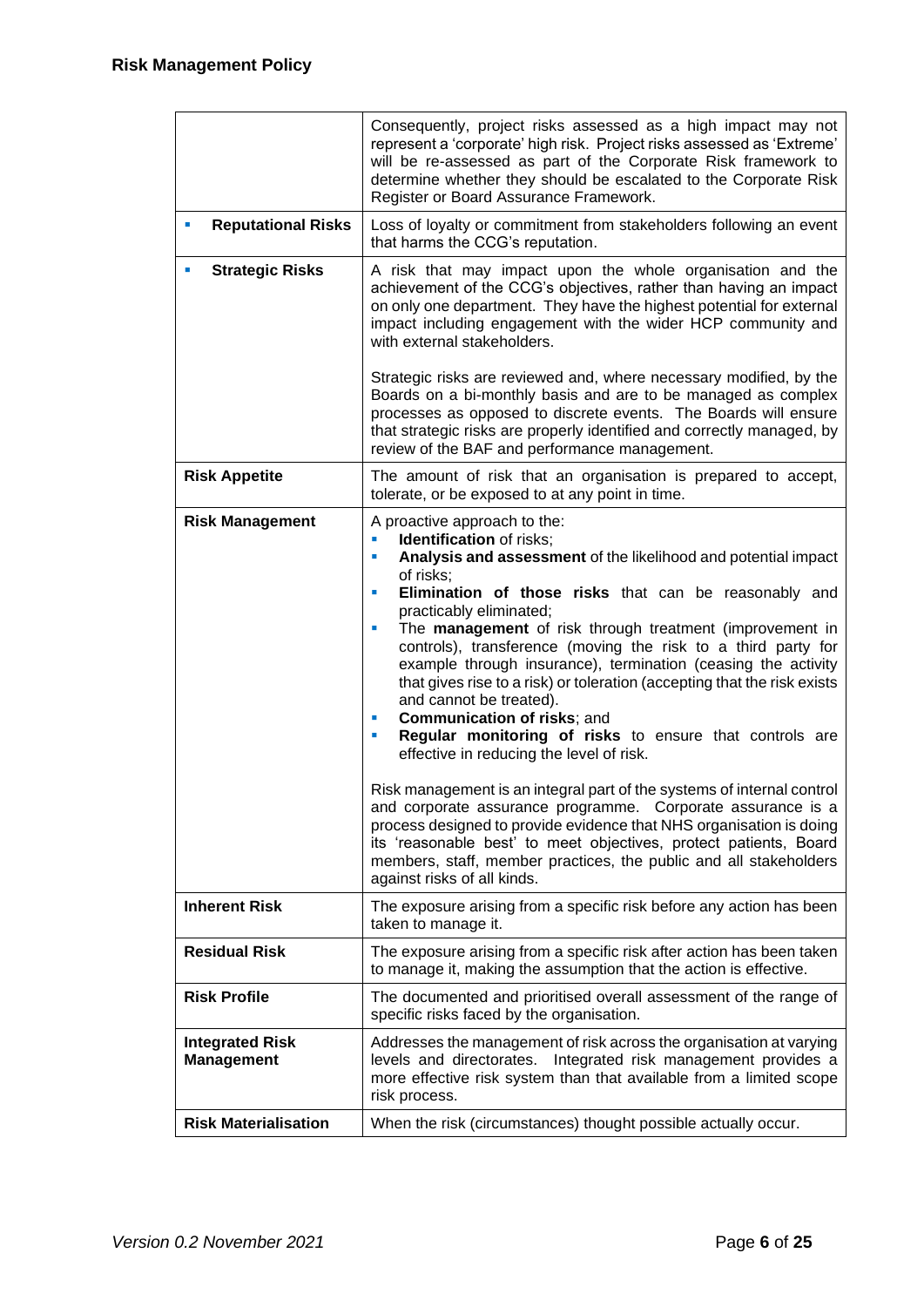| | |
|---|---|
| | Consequently, project risks assessed as a high impact may not represent a 'corporate' high risk. Project risks assessed as 'Extreme' will be re-assessed as part of the Corporate Risk framework to determine whether they should be escalated to the Corporate Risk Register or Board Assurance Framework. |
| ▪ **Reputational Risks** | Loss of loyalty or commitment from stakeholders following an event that harms the CCG's reputation. |
| ▪ **Strategic Risks** | A risk that may impact upon the whole organisation and the achievement of the CCG's objectives, rather than having an impact on only one department. They have the highest potential for external impact including engagement with the wider HCP community and with external stakeholders.<br><br>Strategic risks are reviewed and, where necessary modified, by the Boards on a bi-monthly basis and are to be managed as complex processes as opposed to discrete events. The Boards will ensure that strategic risks are properly identified and correctly managed, by review of the BAF and performance management. |
| **Risk Appetite** | The amount of risk that an organisation is prepared to accept, tolerate, or be exposed to at any point in time. |
| **Risk Management** | A proactive approach to the:<br>▪ **Identification** of risks;<br>▪ **Analysis and assessment** of the likelihood and potential impact of risks;<br>▪ **Elimination of those risks** that can be reasonably and practicably eliminated;<br>▪ The **management** of risk through treatment (improvement in controls), transference (moving the risk to a third party for example through insurance), termination (ceasing the activity that gives rise to a risk) or toleration (accepting that the risk exists and cannot be treated).<br>▪ **Communication of risks**; and<br>▪ **Regular monitoring of risks** to ensure that controls are effective in reducing the level of risk.<br><br>Risk management is an integral part of the systems of internal control and corporate assurance programme. Corporate assurance is a process designed to provide evidence that NHS organisation is doing its 'reasonable best' to meet objectives, protect patients, Board members, staff, member practices, the public and all stakeholders against risks of all kinds. |
| **Inherent Risk** | The exposure arising from a specific risk before any action has been taken to manage it. |
| **Residual Risk** | The exposure arising from a specific risk after action has been taken to manage it, making the assumption that the action is effective. |
| **Risk Profile** | The documented and prioritised overall assessment of the range of specific risks faced by the organisation. |
| **Integrated Risk Management** | Addresses the management of risk across the organisation at varying levels and directorates. Integrated risk management provides a more effective risk system than that available from a limited scope risk process. |
| **Risk Materialisation** | When the risk (circumstances) thought possible actually occur. |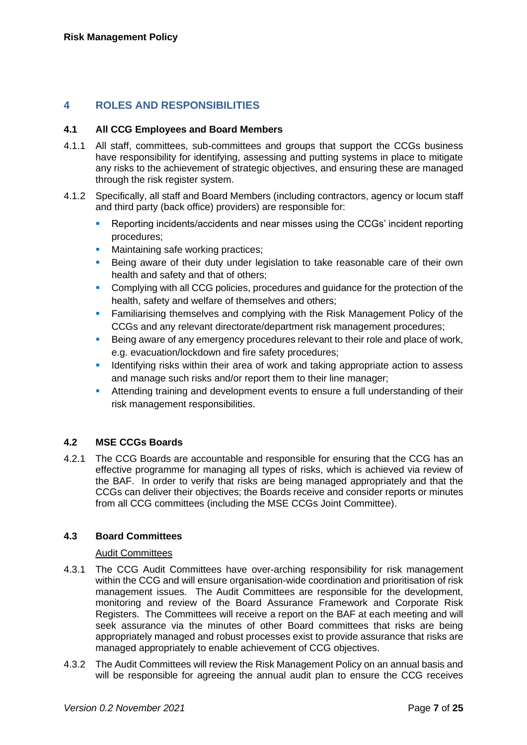## 4 ROLES AND RESPONSIBILITIES

### 4.1 All CCG Employees and Board Members

4.1.1 All staff, committees, sub-committees and groups that support the CCGs business have responsibility for identifying, assessing and putting systems in place to mitigate any risks to the achievement of strategic objectives, and ensuring these are managed through the risk register system.

4.1.2 Specifically, all staff and Board Members (including contractors, agency or locum staff and third party (back office) providers) are responsible for:

- Reporting incidents/accidents and near misses using the CCGs' incident reporting procedures;
- Maintaining safe working practices;
- Being aware of their duty under legislation to take reasonable care of their own health and safety and that of others;
- Complying with all CCG policies, procedures and guidance for the protection of the health, safety and welfare of themselves and others;
- Familiarising themselves and complying with the Risk Management Policy of the CCGs and any relevant directorate/department risk management procedures;
- Being aware of any emergency procedures relevant to their role and place of work, e.g. evacuation/lockdown and fire safety procedures;
- Identifying risks within their area of work and taking appropriate action to assess and manage such risks and/or report them to their line manager;
- Attending training and development events to ensure a full understanding of their risk management responsibilities.

### 4.2 MSE CCGs Boards

4.2.1 The CCG Boards are accountable and responsible for ensuring that the CCG has an effective programme for managing all types of risks, which is achieved via review of the BAF. In order to verify that risks are being managed appropriately and that the CCGs can deliver their objectives; the Boards receive and consider reports or minutes from all CCG committees (including the MSE CCGs Joint Committee).

### 4.3 Board Committees

Audit Committees

4.3.1 The CCG Audit Committees have over-arching responsibility for risk management within the CCG and will ensure organisation-wide coordination and prioritisation of risk management issues. The Audit Committees are responsible for the development, monitoring and review of the Board Assurance Framework and Corporate Risk Registers. The Committees will receive a report on the BAF at each meeting and will seek assurance via the minutes of other Board committees that risks are being appropriately managed and robust processes exist to provide assurance that risks are managed appropriately to enable achievement of CCG objectives.

4.3.2 The Audit Committees will review the Risk Management Policy on an annual basis and will be responsible for agreeing the annual audit plan to ensure the CCG receives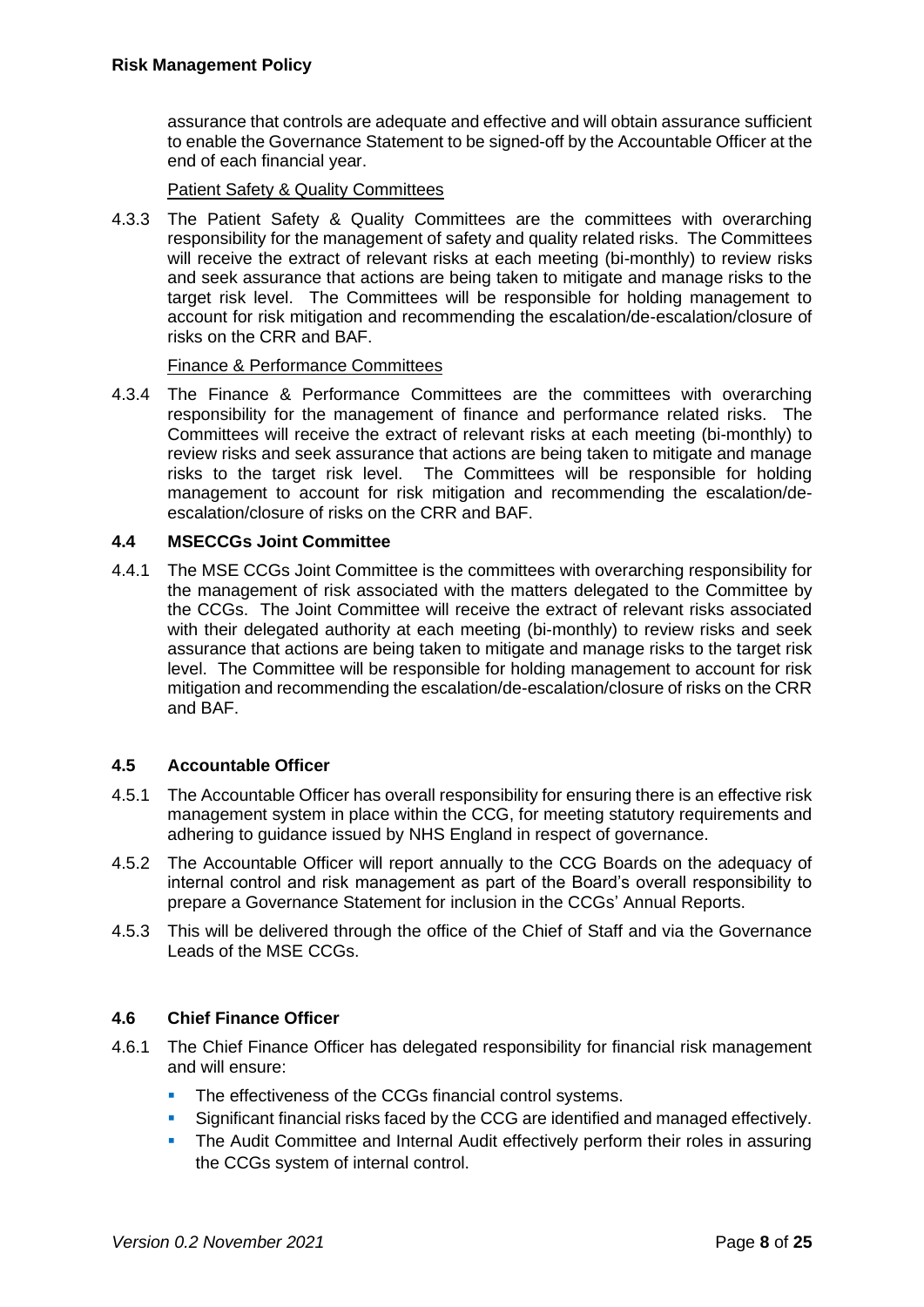assurance that controls are adequate and effective and will obtain assurance sufficient to enable the Governance Statement to be signed-off by the Accountable Officer at the end of each financial year.

Patient Safety & Quality Committees

4.3.3 The Patient Safety & Quality Committees are the committees with overarching responsibility for the management of safety and quality related risks. The Committees will receive the extract of relevant risks at each meeting (bi-monthly) to review risks and seek assurance that actions are being taken to mitigate and manage risks to the target risk level. The Committees will be responsible for holding management to account for risk mitigation and recommending the escalation/de-escalation/closure of risks on the CRR and BAF.

Finance & Performance Committees

4.3.4 The Finance & Performance Committees are the committees with overarching responsibility for the management of finance and performance related risks. The Committees will receive the extract of relevant risks at each meeting (bi-monthly) to review risks and seek assurance that actions are being taken to mitigate and manage risks to the target risk level. The Committees will be responsible for holding management to account for risk mitigation and recommending the escalation/de-escalation/closure of risks on the CRR and BAF.

### 4.4 MSECCGs Joint Committee

4.4.1 The MSE CCGs Joint Committee is the committees with overarching responsibility for the management of risk associated with the matters delegated to the Committee by the CCGs. The Joint Committee will receive the extract of relevant risks associated with their delegated authority at each meeting (bi-monthly) to review risks and seek assurance that actions are being taken to mitigate and manage risks to the target risk level. The Committee will be responsible for holding management to account for risk mitigation and recommending the escalation/de-escalation/closure of risks on the CRR and BAF.

### 4.5 Accountable Officer

4.5.1 The Accountable Officer has overall responsibility for ensuring there is an effective risk management system in place within the CCG, for meeting statutory requirements and adhering to guidance issued by NHS England in respect of governance.

4.5.2 The Accountable Officer will report annually to the CCG Boards on the adequacy of internal control and risk management as part of the Board's overall responsibility to prepare a Governance Statement for inclusion in the CCGs' Annual Reports.

4.5.3 This will be delivered through the office of the Chief of Staff and via the Governance Leads of the MSE CCGs.

### 4.6 Chief Finance Officer

4.6.1 The Chief Finance Officer has delegated responsibility for financial risk management and will ensure:

- The effectiveness of the CCGs financial control systems.
- Significant financial risks faced by the CCG are identified and managed effectively.
- The Audit Committee and Internal Audit effectively perform their roles in assuring the CCGs system of internal control.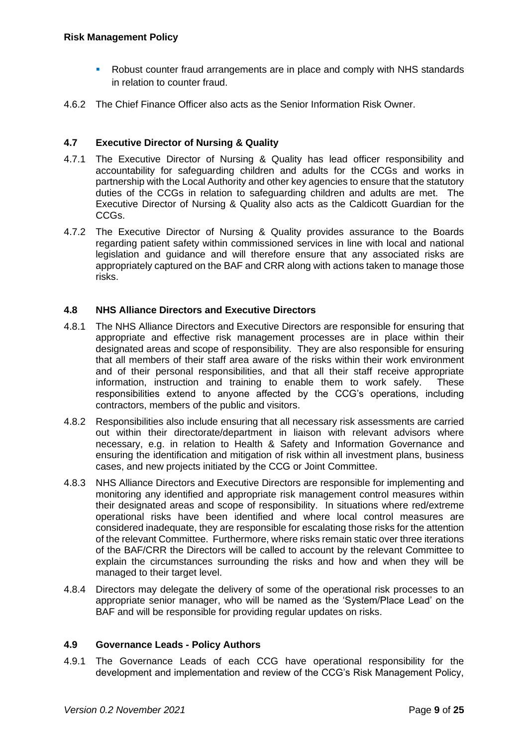- Robust counter fraud arrangements are in place and comply with NHS standards in relation to counter fraud.

4.6.2 The Chief Finance Officer also acts as the Senior Information Risk Owner.

### 4.7 Executive Director of Nursing & Quality

4.7.1 The Executive Director of Nursing & Quality has lead officer responsibility and accountability for safeguarding children and adults for the CCGs and works in partnership with the Local Authority and other key agencies to ensure that the statutory duties of the CCGs in relation to safeguarding children and adults are met. The Executive Director of Nursing & Quality also acts as the Caldicott Guardian for the CCGs.

4.7.2 The Executive Director of Nursing & Quality provides assurance to the Boards regarding patient safety within commissioned services in line with local and national legislation and guidance and will therefore ensure that any associated risks are appropriately captured on the BAF and CRR along with actions taken to manage those risks.

### 4.8 NHS Alliance Directors and Executive Directors

4.8.1 The NHS Alliance Directors and Executive Directors are responsible for ensuring that appropriate and effective risk management processes are in place within their designated areas and scope of responsibility. They are also responsible for ensuring that all members of their staff area aware of the risks within their work environment and of their personal responsibilities, and that all their staff receive appropriate information, instruction and training to enable them to work safely. These responsibilities extend to anyone affected by the CCG's operations, including contractors, members of the public and visitors.

4.8.2 Responsibilities also include ensuring that all necessary risk assessments are carried out within their directorate/department in liaison with relevant advisors where necessary, e.g. in relation to Health & Safety and Information Governance and ensuring the identification and mitigation of risk within all investment plans, business cases, and new projects initiated by the CCG or Joint Committee.

4.8.3 NHS Alliance Directors and Executive Directors are responsible for implementing and monitoring any identified and appropriate risk management control measures within their designated areas and scope of responsibility. In situations where red/extreme operational risks have been identified and where local control measures are considered inadequate, they are responsible for escalating those risks for the attention of the relevant Committee. Furthermore, where risks remain static over three iterations of the BAF/CRR the Directors will be called to account by the relevant Committee to explain the circumstances surrounding the risks and how and when they will be managed to their target level.

4.8.4 Directors may delegate the delivery of some of the operational risk processes to an appropriate senior manager, who will be named as the 'System/Place Lead' on the BAF and will be responsible for providing regular updates on risks.

### 4.9 Governance Leads - Policy Authors

4.9.1 The Governance Leads of each CCG have operational responsibility for the development and implementation and review of the CCG's Risk Management Policy,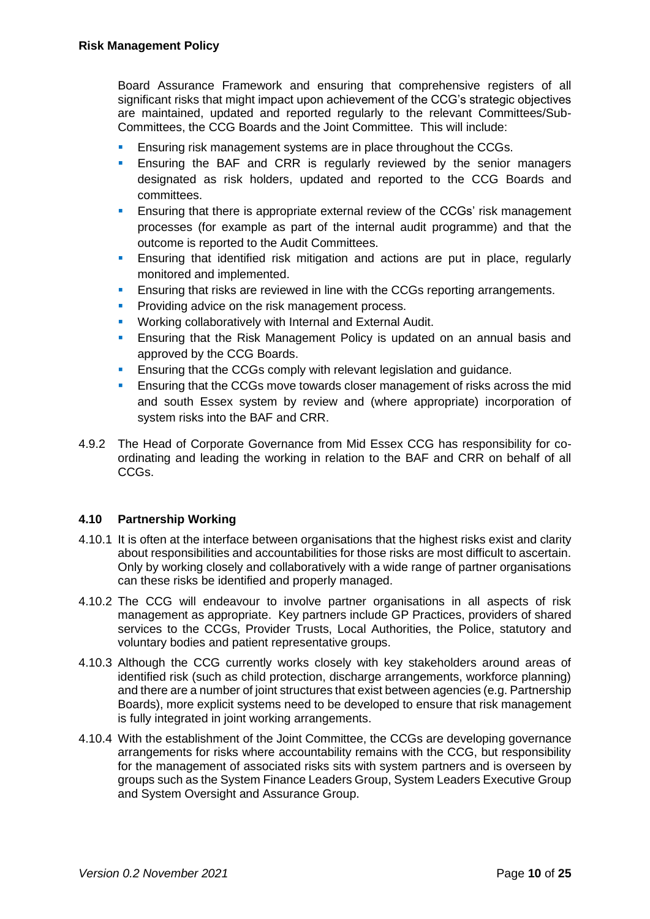Board Assurance Framework and ensuring that comprehensive registers of all significant risks that might impact upon achievement of the CCG's strategic objectives are maintained, updated and reported regularly to the relevant Committees/Sub-Committees, the CCG Boards and the Joint Committee. This will include:

- Ensuring risk management systems are in place throughout the CCGs.
- Ensuring the BAF and CRR is regularly reviewed by the senior managers designated as risk holders, updated and reported to the CCG Boards and committees.
- Ensuring that there is appropriate external review of the CCGs' risk management processes (for example as part of the internal audit programme) and that the outcome is reported to the Audit Committees.
- Ensuring that identified risk mitigation and actions are put in place, regularly monitored and implemented.
- Ensuring that risks are reviewed in line with the CCGs reporting arrangements.
- Providing advice on the risk management process.
- Working collaboratively with Internal and External Audit.
- Ensuring that the Risk Management Policy is updated on an annual basis and approved by the CCG Boards.
- Ensuring that the CCGs comply with relevant legislation and guidance.
- Ensuring that the CCGs move towards closer management of risks across the mid and south Essex system by review and (where appropriate) incorporation of system risks into the BAF and CRR.

4.9.2 The Head of Corporate Governance from Mid Essex CCG has responsibility for co-ordinating and leading the working in relation to the BAF and CRR on behalf of all CCGs.

### 4.10 Partnership Working

4.10.1 It is often at the interface between organisations that the highest risks exist and clarity about responsibilities and accountabilities for those risks are most difficult to ascertain. Only by working closely and collaboratively with a wide range of partner organisations can these risks be identified and properly managed.

4.10.2 The CCG will endeavour to involve partner organisations in all aspects of risk management as appropriate. Key partners include GP Practices, providers of shared services to the CCGs, Provider Trusts, Local Authorities, the Police, statutory and voluntary bodies and patient representative groups.

4.10.3 Although the CCG currently works closely with key stakeholders around areas of identified risk (such as child protection, discharge arrangements, workforce planning) and there are a number of joint structures that exist between agencies (e.g. Partnership Boards), more explicit systems need to be developed to ensure that risk management is fully integrated in joint working arrangements.

4.10.4 With the establishment of the Joint Committee, the CCGs are developing governance arrangements for risks where accountability remains with the CCG, but responsibility for the management of associated risks sits with system partners and is overseen by groups such as the System Finance Leaders Group, System Leaders Executive Group and System Oversight and Assurance Group.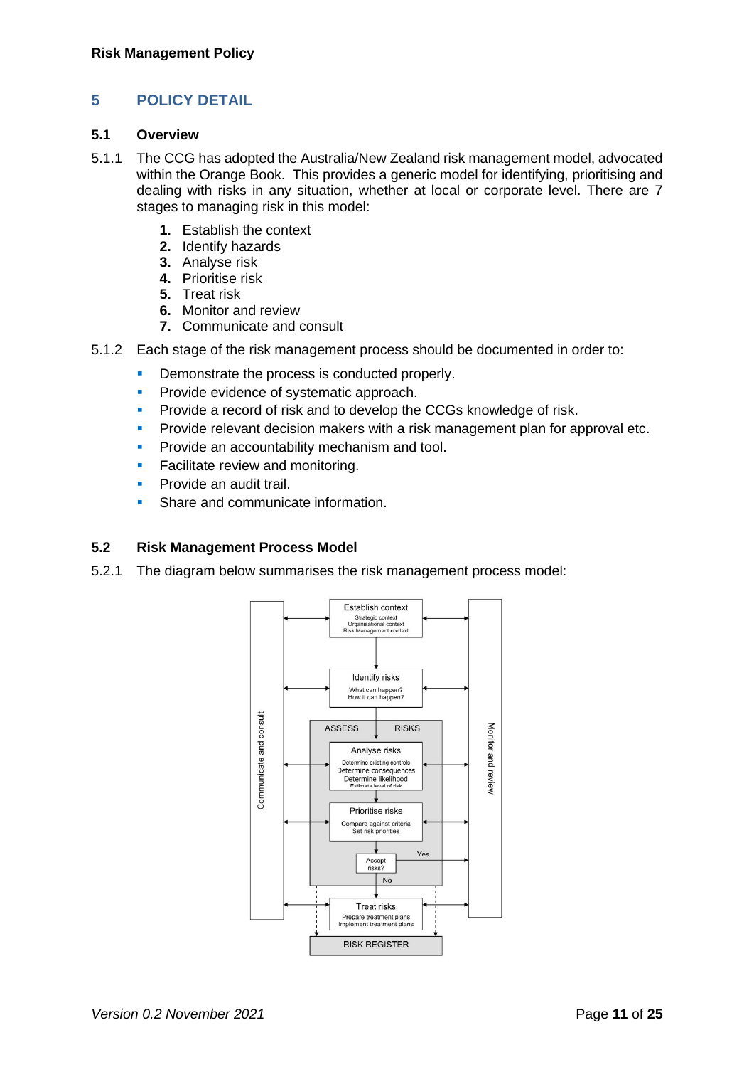## 5 POLICY DETAIL

### 5.1 Overview

5.1.1 The CCG has adopted the Australia/New Zealand risk management model, advocated within the Orange Book. This provides a generic model for identifying, prioritising and dealing with risks in any situation, whether at local or corporate level. There are 7 stages to managing risk in this model:

1. Establish the context
2. Identify hazards
3. Analyse risk
4. Prioritise risk
5. Treat risk
6. Monitor and review
7. Communicate and consult

5.1.2 Each stage of the risk management process should be documented in order to:

- Demonstrate the process is conducted properly.
- Provide evidence of systematic approach.
- Provide a record of risk and to develop the CCGs knowledge of risk.
- Provide relevant decision makers with a risk management plan for approval etc.
- Provide an accountability mechanism and tool.
- Facilitate review and monitoring.
- Provide an audit trail.
- Share and communicate information.

### 5.2 Risk Management Process Model

5.2.1 The diagram below summarises the risk management process model:

Communicate and consult

Establish context
Strategic context
Organisational context
Risk Management context

Identify risks
What can happen?
How it can happen?

ASSESS RISKS

Analyse risks
Determine existing controls
Determine consequences
Determine likelihood
Estimate level of risk

Prioritise risks
Compare against criteria
Set risk priorities

Accept risks? Yes / No

Treat risks
Prepare treatment plans
Implement treatment plans

RISK REGISTER

Monitor and review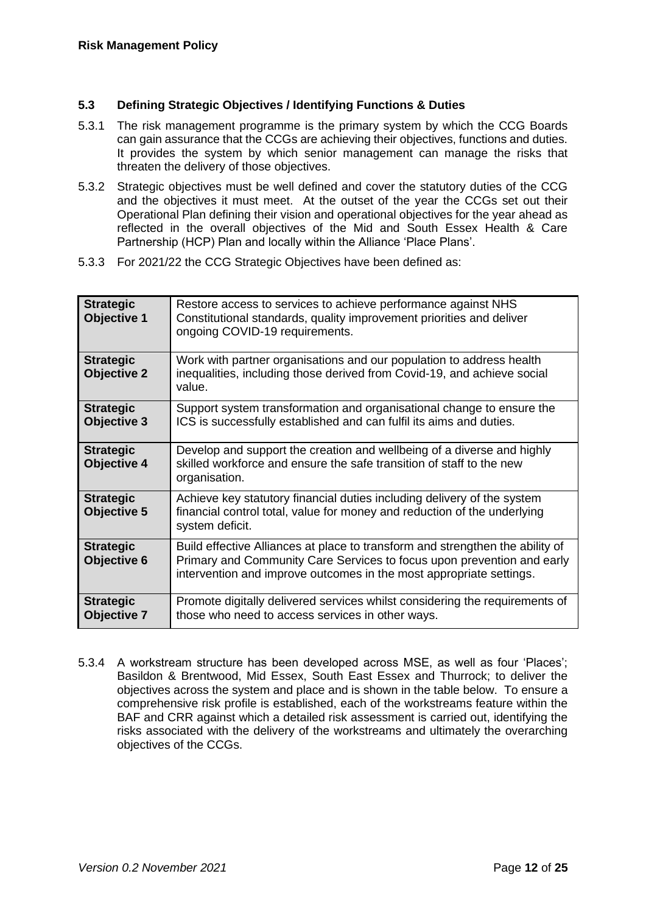### 5.3 Defining Strategic Objectives / Identifying Functions & Duties

5.3.1 The risk management programme is the primary system by which the CCG Boards can gain assurance that the CCGs are achieving their objectives, functions and duties. It provides the system by which senior management can manage the risks that threaten the delivery of those objectives.

5.3.2 Strategic objectives must be well defined and cover the statutory duties of the CCG and the objectives it must meet. At the outset of the year the CCGs set out their Operational Plan defining their vision and operational objectives for the year ahead as reflected in the overall objectives of the Mid and South Essex Health & Care Partnership (HCP) Plan and locally within the Alliance 'Place Plans'.

5.3.3 For 2021/22 the CCG Strategic Objectives have been defined as:

| | |
|---|---|
| **Strategic Objective 1** | Restore access to services to achieve performance against NHS Constitutional standards, quality improvement priorities and deliver ongoing COVID-19 requirements. |
| **Strategic Objective 2** | Work with partner organisations and our population to address health inequalities, including those derived from Covid-19, and achieve social value. |
| **Strategic Objective 3** | Support system transformation and organisational change to ensure the ICS is successfully established and can fulfil its aims and duties. |
| **Strategic Objective 4** | Develop and support the creation and wellbeing of a diverse and highly skilled workforce and ensure the safe transition of staff to the new organisation. |
| **Strategic Objective 5** | Achieve key statutory financial duties including delivery of the system financial control total, value for money and reduction of the underlying system deficit. |
| **Strategic Objective 6** | Build effective Alliances at place to transform and strengthen the ability of Primary and Community Care Services to focus upon prevention and early intervention and improve outcomes in the most appropriate settings. |
| **Strategic Objective 7** | Promote digitally delivered services whilst considering the requirements of those who need to access services in other ways. |

5.3.4 A workstream structure has been developed across MSE, as well as four 'Places'; Basildon & Brentwood, Mid Essex, South East Essex and Thurrock; to deliver the objectives across the system and place and is shown in the table below. To ensure a comprehensive risk profile is established, each of the workstreams feature within the BAF and CRR against which a detailed risk assessment is carried out, identifying the risks associated with the delivery of the workstreams and ultimately the overarching objectives of the CCGs.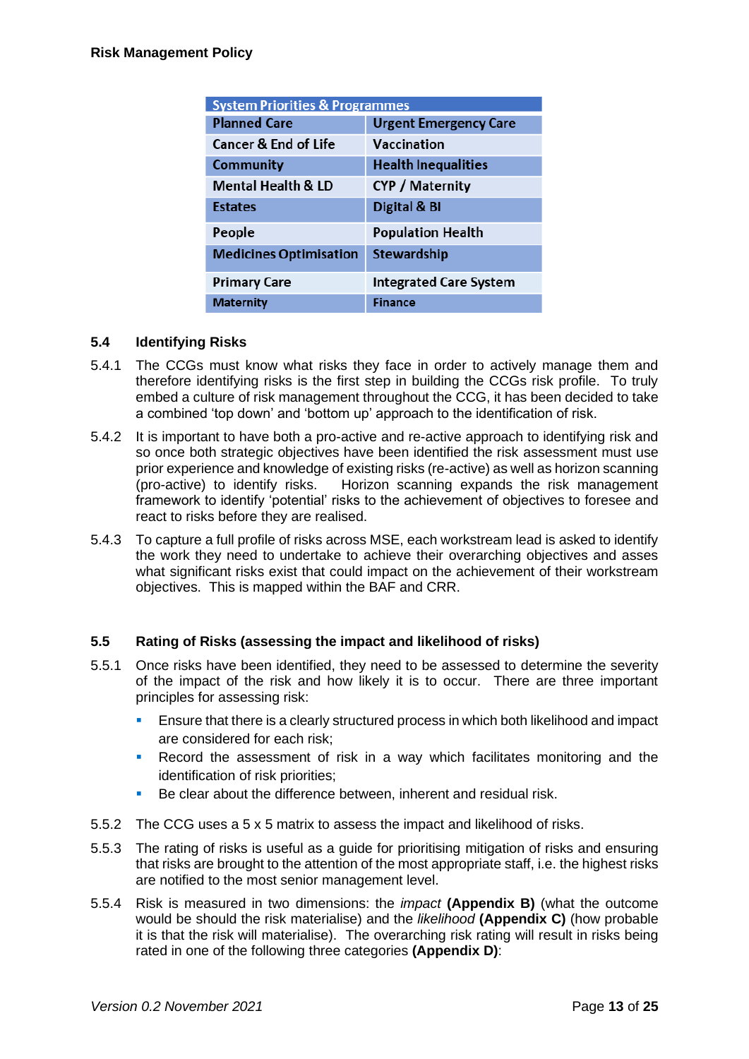| System Priorities & Programmes | |
|---|---|
| Planned Care | Urgent Emergency Care |
| Cancer & End of Life | Vaccination |
| Community | Health Inequalities |
| Mental Health & LD | CYP / Maternity |
| Estates | Digital & BI |
| People | Population Health |
| Medicines Optimisation | Stewardship |
| Primary Care | Integrated Care System |
| Maternity | Finance |

### 5.4 Identifying Risks

5.4.1 The CCGs must know what risks they face in order to actively manage them and therefore identifying risks is the first step in building the CCGs risk profile. To truly embed a culture of risk management throughout the CCG, it has been decided to take a combined 'top down' and 'bottom up' approach to the identification of risk.

5.4.2 It is important to have both a pro-active and re-active approach to identifying risk and so once both strategic objectives have been identified the risk assessment must use prior experience and knowledge of existing risks (re-active) as well as horizon scanning (pro-active) to identify risks. Horizon scanning expands the risk management framework to identify 'potential' risks to the achievement of objectives to foresee and react to risks before they are realised.

5.4.3 To capture a full profile of risks across MSE, each workstream lead is asked to identify the work they need to undertake to achieve their overarching objectives and asses what significant risks exist that could impact on the achievement of their workstream objectives. This is mapped within the BAF and CRR.

### 5.5 Rating of Risks (assessing the impact and likelihood of risks)

5.5.1 Once risks have been identified, they need to be assessed to determine the severity of the impact of the risk and how likely it is to occur. There are three important principles for assessing risk:

- Ensure that there is a clearly structured process in which both likelihood and impact are considered for each risk;
- Record the assessment of risk in a way which facilitates monitoring and the identification of risk priorities;
- Be clear about the difference between, inherent and residual risk.

5.5.2 The CCG uses a 5 x 5 matrix to assess the impact and likelihood of risks.

5.5.3 The rating of risks is useful as a guide for prioritising mitigation of risks and ensuring that risks are brought to the attention of the most appropriate staff, i.e. the highest risks are notified to the most senior management level.

5.5.4 Risk is measured in two dimensions: the *impact* **(Appendix B)** (what the outcome would be should the risk materialise) and the *likelihood* **(Appendix C)** (how probable it is that the risk will materialise). The overarching risk rating will result in risks being rated in one of the following three categories **(Appendix D)**: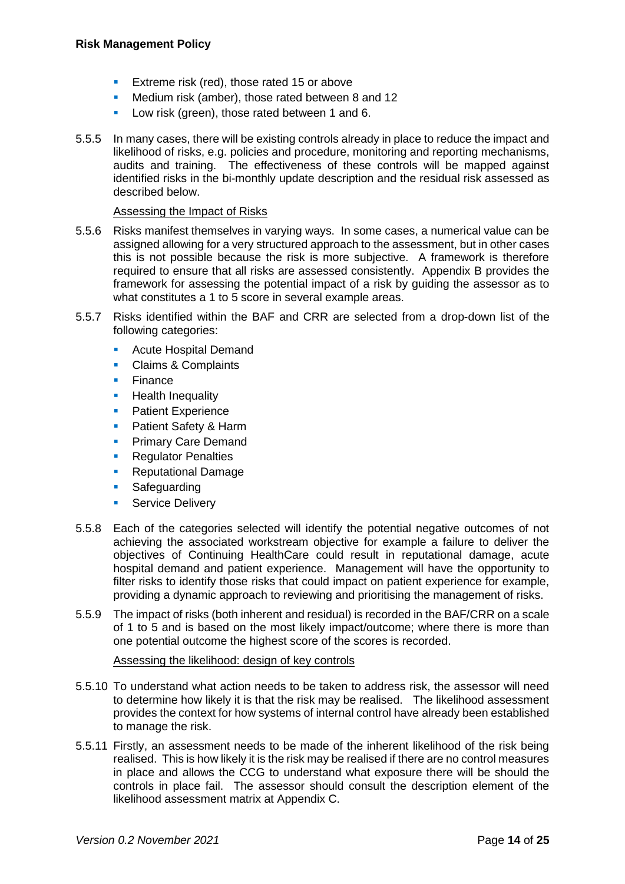- Extreme risk (red), those rated 15 or above
- Medium risk (amber), those rated between 8 and 12
- Low risk (green), those rated between 1 and 6.

5.5.5 In many cases, there will be existing controls already in place to reduce the impact and likelihood of risks, e.g. policies and procedure, monitoring and reporting mechanisms, audits and training. The effectiveness of these controls will be mapped against identified risks in the bi-monthly update description and the residual risk assessed as described below.

Assessing the Impact of Risks

5.5.6 Risks manifest themselves in varying ways. In some cases, a numerical value can be assigned allowing for a very structured approach to the assessment, but in other cases this is not possible because the risk is more subjective. A framework is therefore required to ensure that all risks are assessed consistently. Appendix B provides the framework for assessing the potential impact of a risk by guiding the assessor as to what constitutes a 1 to 5 score in several example areas.

5.5.7 Risks identified within the BAF and CRR are selected from a drop-down list of the following categories:

- Acute Hospital Demand
- Claims & Complaints
- Finance
- Health Inequality
- Patient Experience
- Patient Safety & Harm
- Primary Care Demand
- Regulator Penalties
- Reputational Damage
- Safeguarding
- Service Delivery

5.5.8 Each of the categories selected will identify the potential negative outcomes of not achieving the associated workstream objective for example a failure to deliver the objectives of Continuing HealthCare could result in reputational damage, acute hospital demand and patient experience. Management will have the opportunity to filter risks to identify those risks that could impact on patient experience for example, providing a dynamic approach to reviewing and prioritising the management of risks.

5.5.9 The impact of risks (both inherent and residual) is recorded in the BAF/CRR on a scale of 1 to 5 and is based on the most likely impact/outcome; where there is more than one potential outcome the highest score of the scores is recorded.

Assessing the likelihood: design of key controls

5.5.10 To understand what action needs to be taken to address risk, the assessor will need to determine how likely it is that the risk may be realised. The likelihood assessment provides the context for how systems of internal control have already been established to manage the risk.

5.5.11 Firstly, an assessment needs to be made of the inherent likelihood of the risk being realised. This is how likely it is the risk may be realised if there are no control measures in place and allows the CCG to understand what exposure there will be should the controls in place fail. The assessor should consult the description element of the likelihood assessment matrix at Appendix C.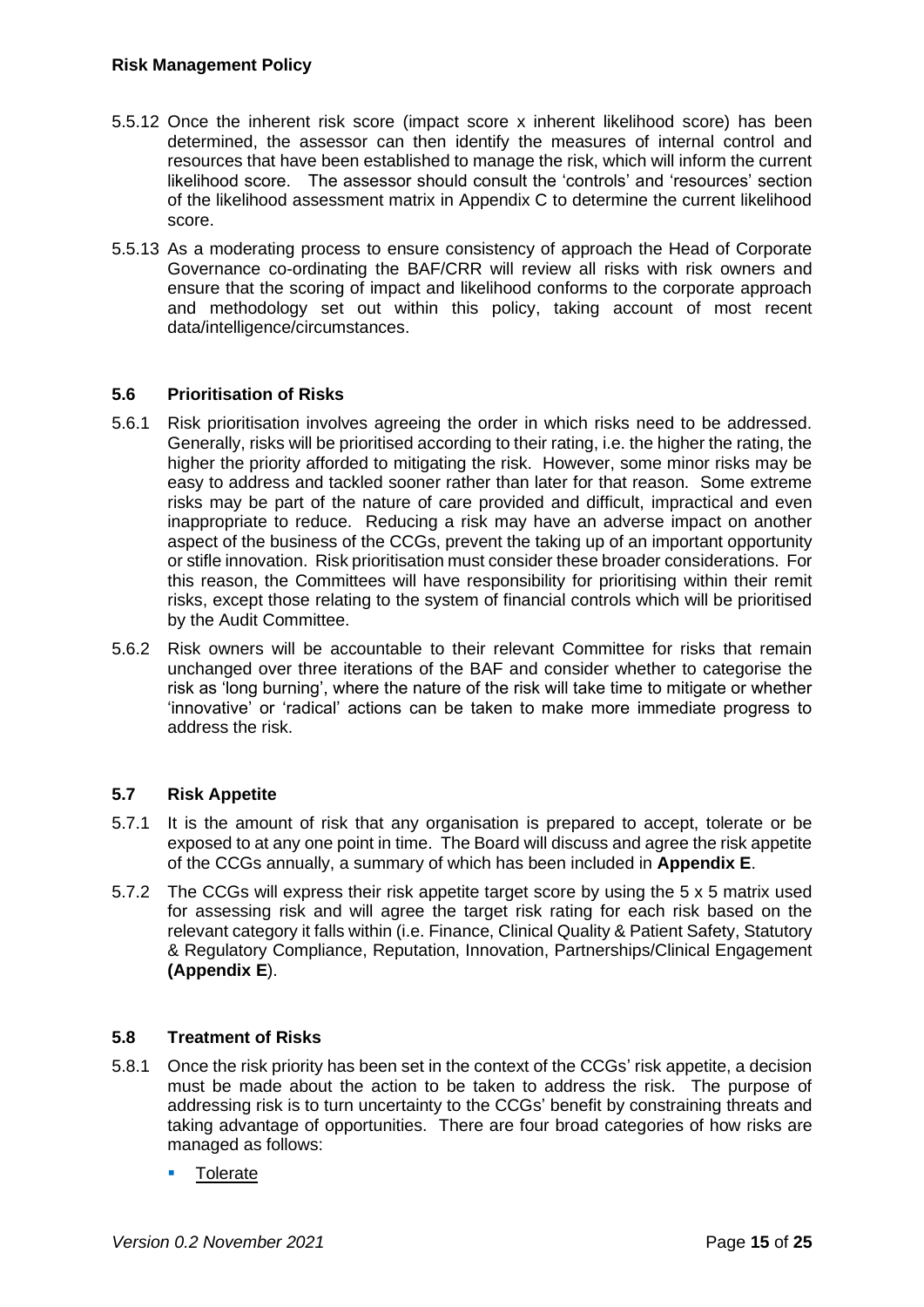5.5.12 Once the inherent risk score (impact score x inherent likelihood score) has been determined, the assessor can then identify the measures of internal control and resources that have been established to manage the risk, which will inform the current likelihood score. The assessor should consult the 'controls' and 'resources' section of the likelihood assessment matrix in Appendix C to determine the current likelihood score.

5.5.13 As a moderating process to ensure consistency of approach the Head of Corporate Governance co-ordinating the BAF/CRR will review all risks with risk owners and ensure that the scoring of impact and likelihood conforms to the corporate approach and methodology set out within this policy, taking account of most recent data/intelligence/circumstances.

### 5.6 Prioritisation of Risks

5.6.1 Risk prioritisation involves agreeing the order in which risks need to be addressed. Generally, risks will be prioritised according to their rating, i.e. the higher the rating, the higher the priority afforded to mitigating the risk. However, some minor risks may be easy to address and tackled sooner rather than later for that reason. Some extreme risks may be part of the nature of care provided and difficult, impractical and even inappropriate to reduce. Reducing a risk may have an adverse impact on another aspect of the business of the CCGs, prevent the taking up of an important opportunity or stifle innovation. Risk prioritisation must consider these broader considerations. For this reason, the Committees will have responsibility for prioritising within their remit risks, except those relating to the system of financial controls which will be prioritised by the Audit Committee.

5.6.2 Risk owners will be accountable to their relevant Committee for risks that remain unchanged over three iterations of the BAF and consider whether to categorise the risk as 'long burning', where the nature of the risk will take time to mitigate or whether 'innovative' or 'radical' actions can be taken to make more immediate progress to address the risk.

### 5.7 Risk Appetite

5.7.1 It is the amount of risk that any organisation is prepared to accept, tolerate or be exposed to at any one point in time. The Board will discuss and agree the risk appetite of the CCGs annually, a summary of which has been included in **Appendix E**.

5.7.2 The CCGs will express their risk appetite target score by using the 5 x 5 matrix used for assessing risk and will agree the target risk rating for each risk based on the relevant category it falls within (i.e. Finance, Clinical Quality & Patient Safety, Statutory & Regulatory Compliance, Reputation, Innovation, Partnerships/Clinical Engagement **(Appendix E**).

### 5.8 Treatment of Risks

5.8.1 Once the risk priority has been set in the context of the CCGs' risk appetite, a decision must be made about the action to be taken to address the risk. The purpose of addressing risk is to turn uncertainty to the CCGs' benefit by constraining threats and taking advantage of opportunities. There are four broad categories of how risks are managed as follows:

- <u>Tolerate</u>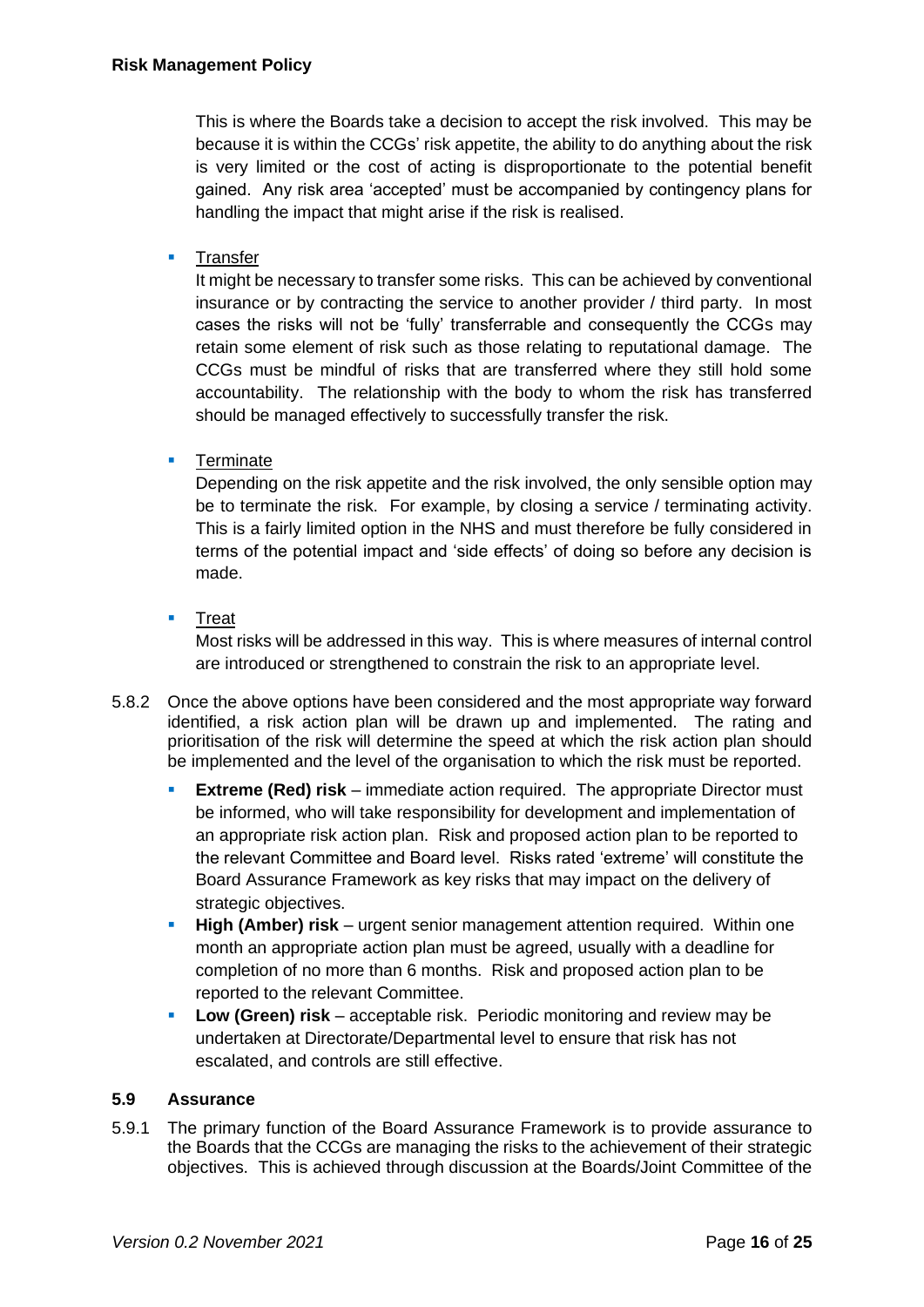This is where the Boards take a decision to accept the risk involved. This may be because it is within the CCGs' risk appetite, the ability to do anything about the risk is very limited or the cost of acting is disproportionate to the potential benefit gained. Any risk area 'accepted' must be accompanied by contingency plans for handling the impact that might arise if the risk is realised.

- Transfer

  It might be necessary to transfer some risks. This can be achieved by conventional insurance or by contracting the service to another provider / third party. In most cases the risks will not be 'fully' transferrable and consequently the CCGs may retain some element of risk such as those relating to reputational damage. The CCGs must be mindful of risks that are transferred where they still hold some accountability. The relationship with the body to whom the risk has transferred should be managed effectively to successfully transfer the risk.

- Terminate

  Depending on the risk appetite and the risk involved, the only sensible option may be to terminate the risk. For example, by closing a service / terminating activity. This is a fairly limited option in the NHS and must therefore be fully considered in terms of the potential impact and 'side effects' of doing so before any decision is made.

- Treat

  Most risks will be addressed in this way. This is where measures of internal control are introduced or strengthened to constrain the risk to an appropriate level.

5.8.2 Once the above options have been considered and the most appropriate way forward identified, a risk action plan will be drawn up and implemented. The rating and prioritisation of the risk will determine the speed at which the risk action plan should be implemented and the level of the organisation to which the risk must be reported.

- **Extreme (Red) risk** – immediate action required. The appropriate Director must be informed, who will take responsibility for development and implementation of an appropriate risk action plan. Risk and proposed action plan to be reported to the relevant Committee and Board level. Risks rated 'extreme' will constitute the Board Assurance Framework as key risks that may impact on the delivery of strategic objectives.
- **High (Amber) risk** – urgent senior management attention required. Within one month an appropriate action plan must be agreed, usually with a deadline for completion of no more than 6 months. Risk and proposed action plan to be reported to the relevant Committee.
- **Low (Green) risk** – acceptable risk. Periodic monitoring and review may be undertaken at Directorate/Departmental level to ensure that risk has not escalated, and controls are still effective.

### 5.9 Assurance

5.9.1 The primary function of the Board Assurance Framework is to provide assurance to the Boards that the CCGs are managing the risks to the achievement of their strategic objectives. This is achieved through discussion at the Boards/Joint Committee of the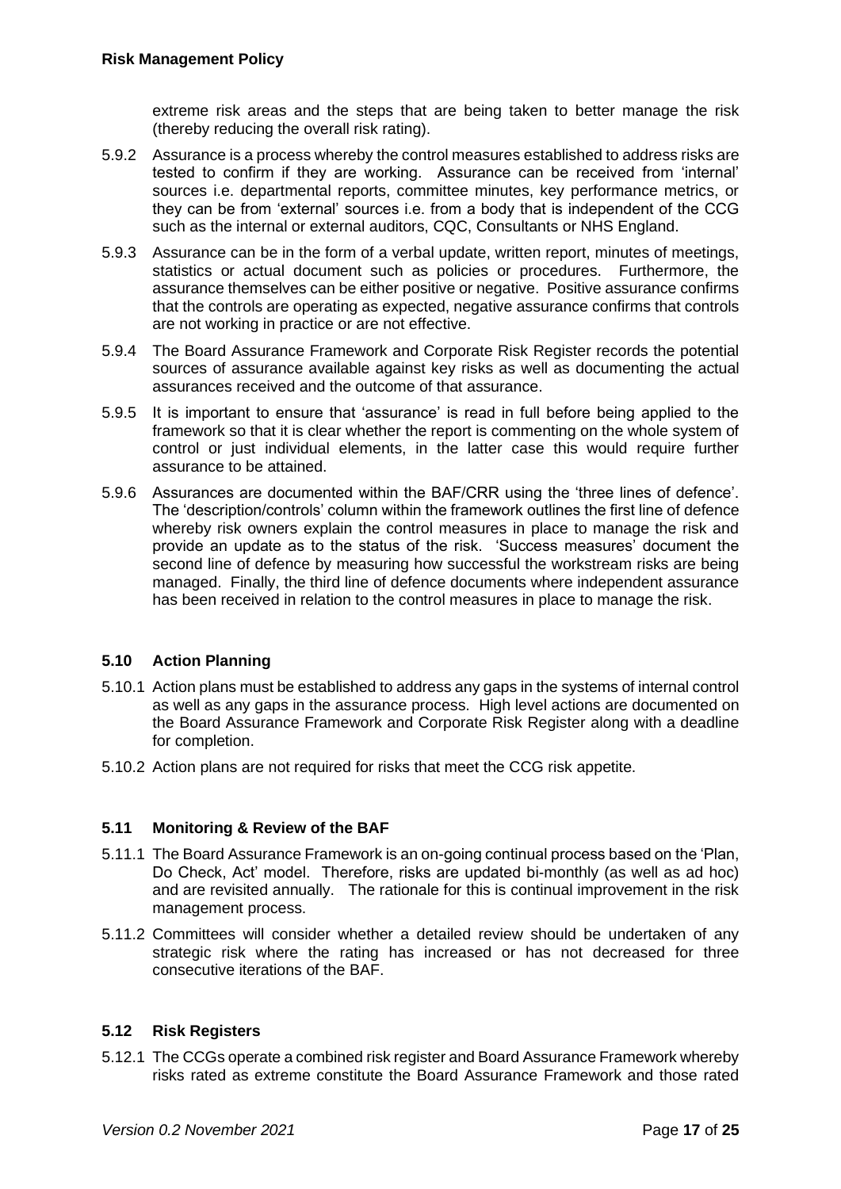extreme risk areas and the steps that are being taken to better manage the risk (thereby reducing the overall risk rating).

5.9.2 Assurance is a process whereby the control measures established to address risks are tested to confirm if they are working. Assurance can be received from 'internal' sources i.e. departmental reports, committee minutes, key performance metrics, or they can be from 'external' sources i.e. from a body that is independent of the CCG such as the internal or external auditors, CQC, Consultants or NHS England.

5.9.3 Assurance can be in the form of a verbal update, written report, minutes of meetings, statistics or actual document such as policies or procedures. Furthermore, the assurance themselves can be either positive or negative. Positive assurance confirms that the controls are operating as expected, negative assurance confirms that controls are not working in practice or are not effective.

5.9.4 The Board Assurance Framework and Corporate Risk Register records the potential sources of assurance available against key risks as well as documenting the actual assurances received and the outcome of that assurance.

5.9.5 It is important to ensure that 'assurance' is read in full before being applied to the framework so that it is clear whether the report is commenting on the whole system of control or just individual elements, in the latter case this would require further assurance to be attained.

5.9.6 Assurances are documented within the BAF/CRR using the 'three lines of defence'. The 'description/controls' column within the framework outlines the first line of defence whereby risk owners explain the control measures in place to manage the risk and provide an update as to the status of the risk. 'Success measures' document the second line of defence by measuring how successful the workstream risks are being managed. Finally, the third line of defence documents where independent assurance has been received in relation to the control measures in place to manage the risk.

### 5.10 Action Planning

5.10.1 Action plans must be established to address any gaps in the systems of internal control as well as any gaps in the assurance process. High level actions are documented on the Board Assurance Framework and Corporate Risk Register along with a deadline for completion.

5.10.2 Action plans are not required for risks that meet the CCG risk appetite.

### 5.11 Monitoring & Review of the BAF

5.11.1 The Board Assurance Framework is an on-going continual process based on the 'Plan, Do Check, Act' model. Therefore, risks are updated bi-monthly (as well as ad hoc) and are revisited annually. The rationale for this is continual improvement in the risk management process.

5.11.2 Committees will consider whether a detailed review should be undertaken of any strategic risk where the rating has increased or has not decreased for three consecutive iterations of the BAF.

### 5.12 Risk Registers

5.12.1 The CCGs operate a combined risk register and Board Assurance Framework whereby risks rated as extreme constitute the Board Assurance Framework and those rated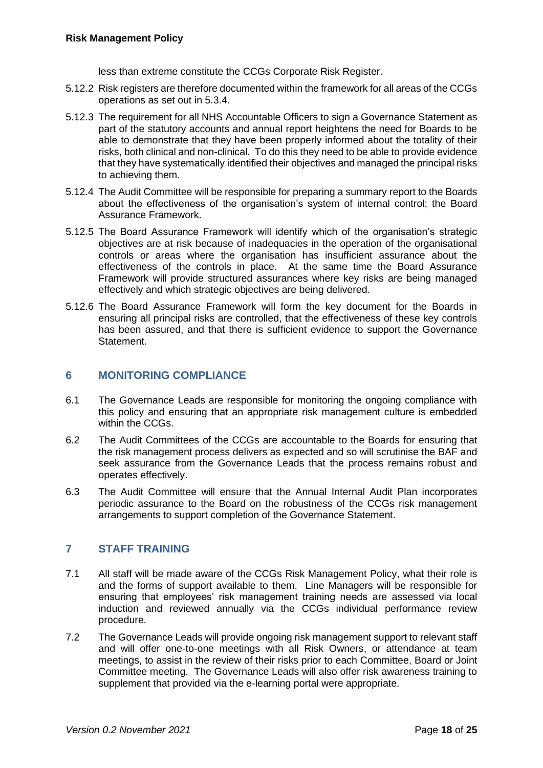less than extreme constitute the CCGs Corporate Risk Register.

5.12.2 Risk registers are therefore documented within the framework for all areas of the CCGs operations as set out in 5.3.4.

5.12.3 The requirement for all NHS Accountable Officers to sign a Governance Statement as part of the statutory accounts and annual report heightens the need for Boards to be able to demonstrate that they have been properly informed about the totality of their risks, both clinical and non-clinical. To do this they need to be able to provide evidence that they have systematically identified their objectives and managed the principal risks to achieving them.

5.12.4 The Audit Committee will be responsible for preparing a summary report to the Boards about the effectiveness of the organisation's system of internal control; the Board Assurance Framework.

5.12.5 The Board Assurance Framework will identify which of the organisation's strategic objectives are at risk because of inadequacies in the operation of the organisational controls or areas where the organisation has insufficient assurance about the effectiveness of the controls in place. At the same time the Board Assurance Framework will provide structured assurances where key risks are being managed effectively and which strategic objectives are being delivered.

5.12.6 The Board Assurance Framework will form the key document for the Boards in ensuring all principal risks are controlled, that the effectiveness of these key controls has been assured, and that there is sufficient evidence to support the Governance Statement.

## 6 MONITORING COMPLIANCE

6.1 The Governance Leads are responsible for monitoring the ongoing compliance with this policy and ensuring that an appropriate risk management culture is embedded within the CCGs.

6.2 The Audit Committees of the CCGs are accountable to the Boards for ensuring that the risk management process delivers as expected and so will scrutinise the BAF and seek assurance from the Governance Leads that the process remains robust and operates effectively.

6.3 The Audit Committee will ensure that the Annual Internal Audit Plan incorporates periodic assurance to the Board on the robustness of the CCGs risk management arrangements to support completion of the Governance Statement.

## 7 STAFF TRAINING

7.1 All staff will be made aware of the CCGs Risk Management Policy, what their role is and the forms of support available to them. Line Managers will be responsible for ensuring that employees' risk management training needs are assessed via local induction and reviewed annually via the CCGs individual performance review procedure.

7.2 The Governance Leads will provide ongoing risk management support to relevant staff and will offer one-to-one meetings with all Risk Owners, or attendance at team meetings, to assist in the review of their risks prior to each Committee, Board or Joint Committee meeting. The Governance Leads will also offer risk awareness training to supplement that provided via the e-learning portal were appropriate.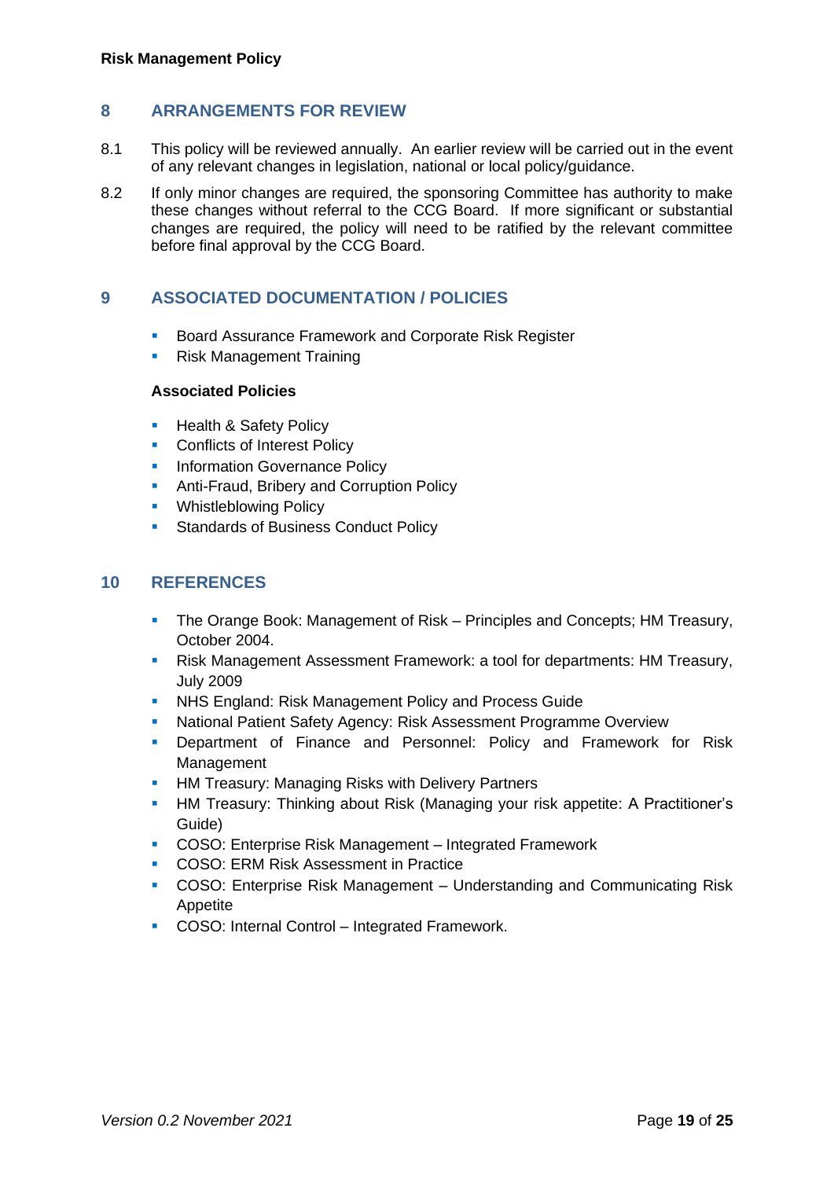## 8 ARRANGEMENTS FOR REVIEW

8.1 This policy will be reviewed annually. An earlier review will be carried out in the event of any relevant changes in legislation, national or local policy/guidance.

8.2 If only minor changes are required, the sponsoring Committee has authority to make these changes without referral to the CCG Board. If more significant or substantial changes are required, the policy will need to be ratified by the relevant committee before final approval by the CCG Board.

## 9 ASSOCIATED DOCUMENTATION / POLICIES

- Board Assurance Framework and Corporate Risk Register
- Risk Management Training

**Associated Policies**

- Health & Safety Policy
- Conflicts of Interest Policy
- Information Governance Policy
- Anti-Fraud, Bribery and Corruption Policy
- Whistleblowing Policy
- Standards of Business Conduct Policy

## 10 REFERENCES

- The Orange Book: Management of Risk – Principles and Concepts; HM Treasury, October 2004.
- Risk Management Assessment Framework: a tool for departments: HM Treasury, July 2009
- NHS England: Risk Management Policy and Process Guide
- National Patient Safety Agency: Risk Assessment Programme Overview
- Department of Finance and Personnel: Policy and Framework for Risk Management
- HM Treasury: Managing Risks with Delivery Partners
- HM Treasury: Thinking about Risk (Managing your risk appetite: A Practitioner's Guide)
- COSO: Enterprise Risk Management – Integrated Framework
- COSO: ERM Risk Assessment in Practice
- COSO: Enterprise Risk Management – Understanding and Communicating Risk Appetite
- COSO: Internal Control – Integrated Framework.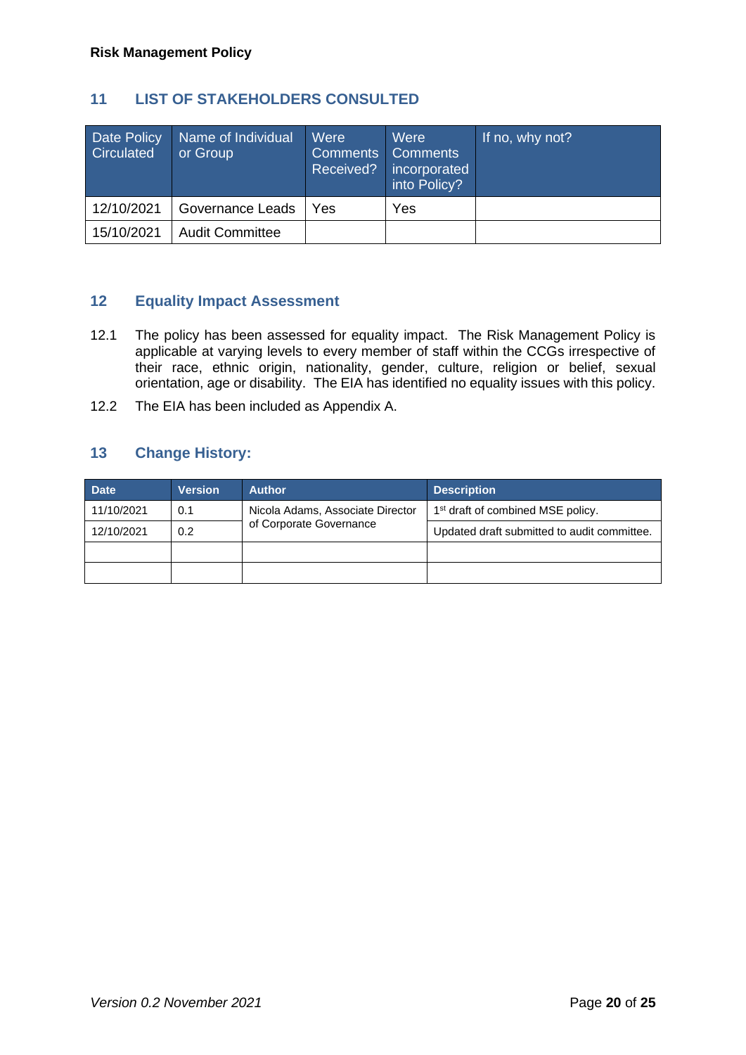## 11 LIST OF STAKEHOLDERS CONSULTED

| Date Policy Circulated | Name of Individual or Group | Were Comments Received? | Were Comments incorporated into Policy? | If no, why not? |
|---|---|---|---|---|
| 12/10/2021 | Governance Leads | Yes | Yes | |
| 15/10/2021 | Audit Committee | | | |

## 12 Equality Impact Assessment

12.1 The policy has been assessed for equality impact. The Risk Management Policy is applicable at varying levels to every member of staff within the CCGs irrespective of their race, ethnic origin, nationality, gender, culture, religion or belief, sexual orientation, age or disability. The EIA has identified no equality issues with this policy.

12.2 The EIA has been included as Appendix A.

## 13 Change History:

| Date | Version | Author | Description |
|---|---|---|---|
| 11/10/2021 | 0.1 | Nicola Adams, Associate Director of Corporate Governance | 1st draft of combined MSE policy. |
| 12/10/2021 | 0.2 | | Updated draft submitted to audit committee. |
| | | | |
| | | | |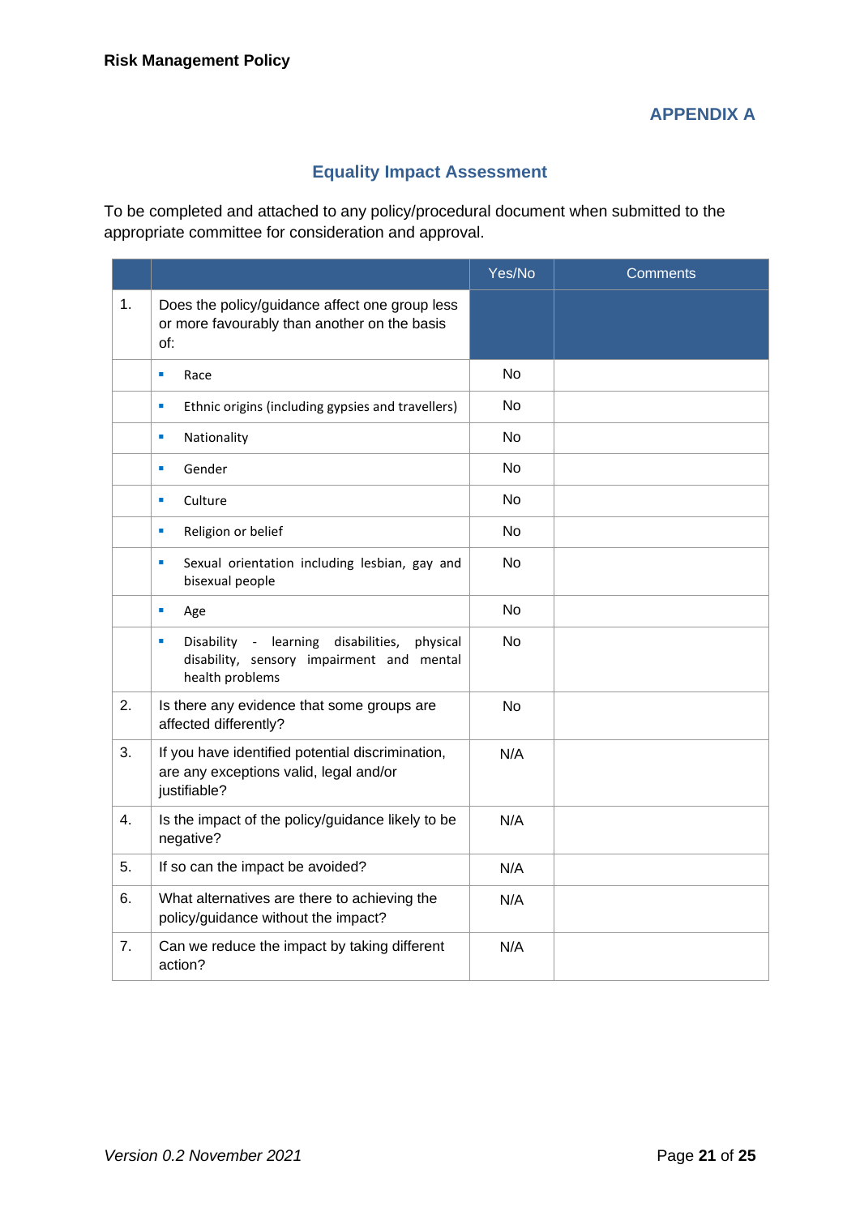## APPENDIX A

### Equality Impact Assessment

To be completed and attached to any policy/procedural document when submitted to the appropriate committee for consideration and approval.

| | | Yes/No | Comments |
|---|---|---|---|
| 1. | Does the policy/guidance affect one group less or more favourably than another on the basis of: | | |
| | ▪ Race | No | |
| | ▪ Ethnic origins (including gypsies and travellers) | No | |
| | ▪ Nationality | No | |
| | ▪ Gender | No | |
| | ▪ Culture | No | |
| | ▪ Religion or belief | No | |
| | ▪ Sexual orientation including lesbian, gay and bisexual people | No | |
| | ▪ Age | No | |
| | ▪ Disability - learning disabilities, physical disability, sensory impairment and mental health problems | No | |
| 2. | Is there any evidence that some groups are affected differently? | No | |
| 3. | If you have identified potential discrimination, are any exceptions valid, legal and/or justifiable? | N/A | |
| 4. | Is the impact of the policy/guidance likely to be negative? | N/A | |
| 5. | If so can the impact be avoided? | N/A | |
| 6. | What alternatives are there to achieving the policy/guidance without the impact? | N/A | |
| 7. | Can we reduce the impact by taking different action? | N/A | |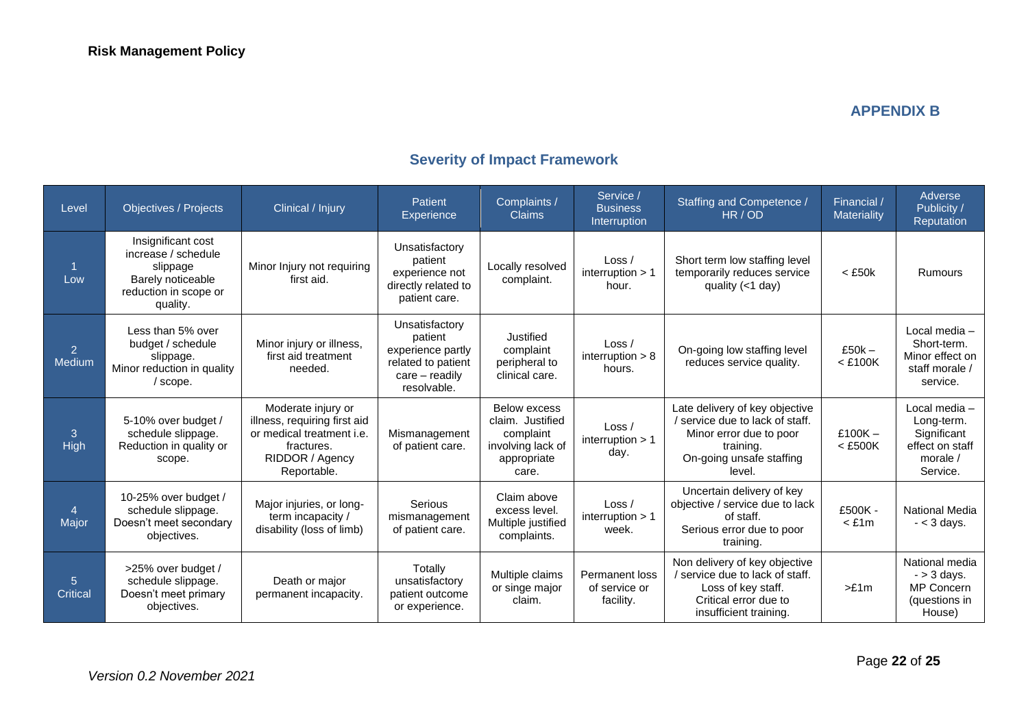**APPENDIX B**

## Severity of Impact Framework

| Level | Objectives / Projects | Clinical / Injury | Patient Experience | Complaints / Claims | Service / Business Interruption | Staffing and Competence / HR / OD | Financial / Materiality | Adverse Publicity / Reputation |
|---|---|---|---|---|---|---|---|---|
| 1 Low | Insignificant cost increase / schedule slippage Barely noticeable reduction in scope or quality. | Minor Injury not requiring first aid. | Unsatisfactory patient experience not directly related to patient care. | Locally resolved complaint. | Loss / interruption > 1 hour. | Short term low staffing level temporarily reduces service quality (<1 day) | < £50k | Rumours |
| 2 Medium | Less than 5% over budget / schedule slippage. Minor reduction in quality / scope. | Minor injury or illness, first aid treatment needed. | Unsatisfactory patient experience partly related to patient care – readily resolvable. | Justified complaint peripheral to clinical care. | Loss / interruption > 8 hours. | On-going low staffing level reduces service quality. | £50k – < £100K | Local media – Short-term. Minor effect on staff morale / service. |
| 3 High | 5-10% over budget / schedule slippage. Reduction in quality or scope. | Moderate injury or illness, requiring first aid or medical treatment i.e. fractures. RIDDOR / Agency Reportable. | Mismanagement of patient care. | Below excess claim. Justified complaint involving lack of appropriate care. | Loss / interruption > 1 day. | Late delivery of key objective / service due to lack of staff. Minor error due to poor training. On-going unsafe staffing level. | £100K – < £500K | Local media – Long-term. Significant effect on staff morale / Service. |
| 4 Major | 10-25% over budget / schedule slippage. Doesn't meet secondary objectives. | Major injuries, or long-term incapacity / disability (loss of limb) | Serious mismanagement of patient care. | Claim above excess level. Multiple justified complaints. | Loss / interruption > 1 week. | Uncertain delivery of key objective / service due to lack of staff. Serious error due to poor training. | £500K - < £1m | National Media - < 3 days. |
| 5 Critical | >25% over budget / schedule slippage. Doesn't meet primary objectives. | Death or major permanent incapacity. | Totally unsatisfactory patient outcome or experience. | Multiple claims or singe major claim. | Permanent loss of service or facility. | Non delivery of key objective / service due to lack of staff. Loss of key staff. Critical error due to insufficient training. | >£1m | National media - > 3 days. MP Concern (questions in House) |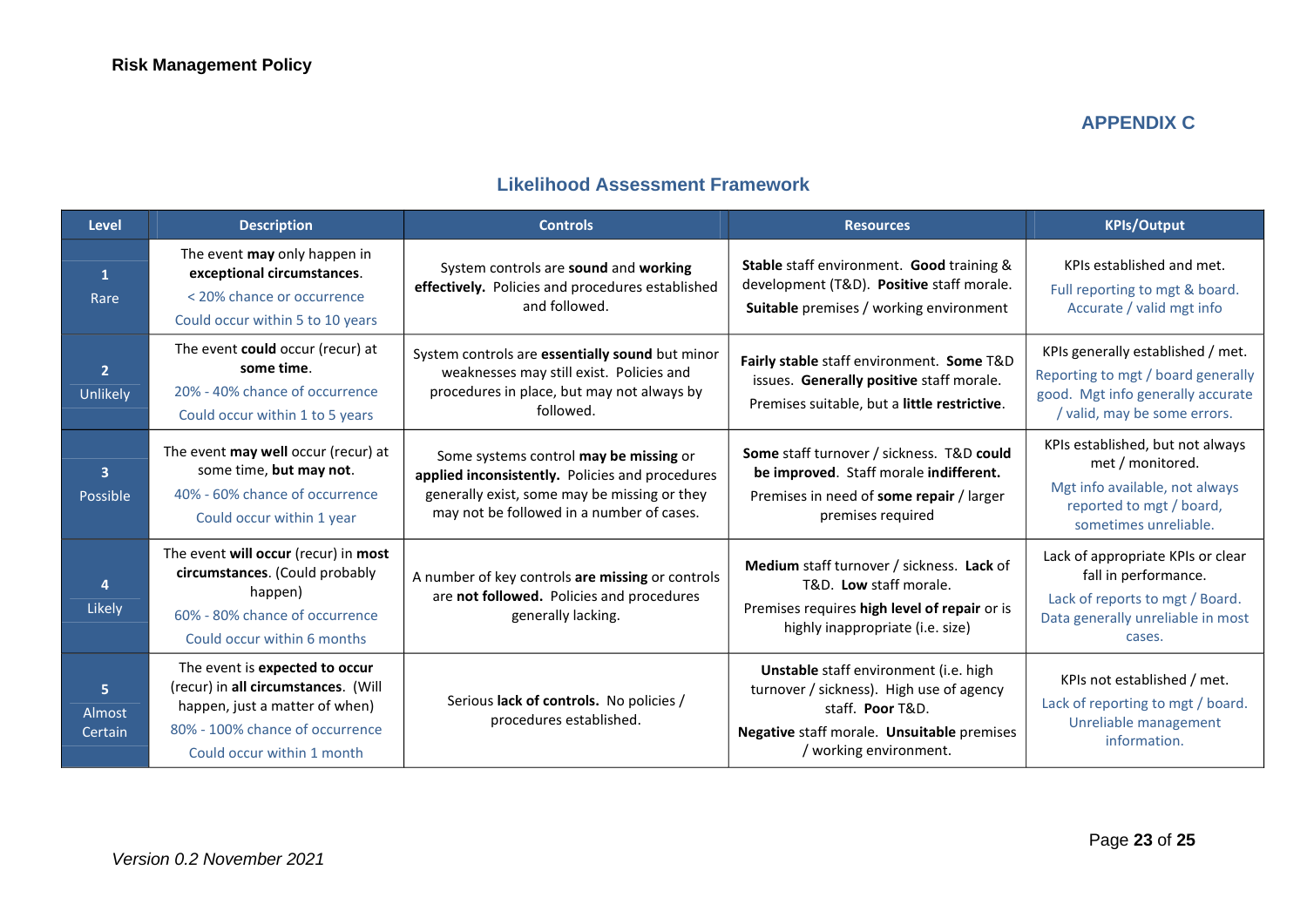**APPENDIX C**

## Likelihood Assessment Framework

| Level | Description | Controls | Resources | KPIs/Output |
|---|---|---|---|---|
| **1** Rare | The event **may** only happen in **exceptional circumstances**. < 20% chance or occurrence. Could occur within 5 to 10 years | System controls are **sound** and **working effectively.** Policies and procedures established and followed. | **Stable** staff environment. **Good** training & development (T&D). **Positive** staff morale. **Suitable** premises / working environment | KPIs established and met. Full reporting to mgt & board. Accurate / valid mgt info |
| **2** Unlikely | The event **could** occur (recur) at **some time**. 20% - 40% chance of occurrence. Could occur within 1 to 5 years | System controls are **essentially sound** but minor weaknesses may still exist. Policies and procedures in place, but may not always by followed. | **Fairly stable** staff environment. **Some** T&D issues. **Generally positive** staff morale. Premises suitable, but a **little restrictive**. | KPIs generally established / met. Reporting to mgt / board generally good. Mgt info generally accurate / valid, may be some errors. |
| **3** Possible | The event **may well** occur (recur) at some time, **but may not**. 40% - 60% chance of occurrence. Could occur within 1 year | Some systems control **may be missing** or **applied inconsistently.** Policies and procedures generally exist, some may be missing or they may not be followed in a number of cases. | **Some** staff turnover / sickness. T&D **could be improved**. Staff morale **indifferent.** Premises in need of **some repair** / larger premises required | KPIs established, but not always met / monitored. Mgt info available, not always reported to mgt / board, sometimes unreliable. |
| **4** Likely | The event **will occur** (recur) in **most circumstances**. (Could probably happen). 60% - 80% chance of occurrence. Could occur within 6 months | A number of key controls **are missing** or controls are **not followed.** Policies and procedures generally lacking. | **Medium** staff turnover / sickness. **Lack** of T&D. **Low** staff morale. Premises requires **high level of repair** or is highly inappropriate (i.e. size) | Lack of appropriate KPIs or clear fall in performance. Lack of reports to mgt / Board. Data generally unreliable in most cases. |
| **5** Almost Certain | The event is **expected to occur** (recur) in **all circumstances**. (Will happen, just a matter of when). 80% - 100% chance of occurrence. Could occur within 1 month | Serious **lack of controls.** No policies / procedures established. | **Unstable** staff environment (i.e. high turnover / sickness). High use of agency staff. **Poor** T&D. **Negative** staff morale. **Unsuitable** premises / working environment. | KPIs not established / met. Lack of reporting to mgt / board. Unreliable management information. |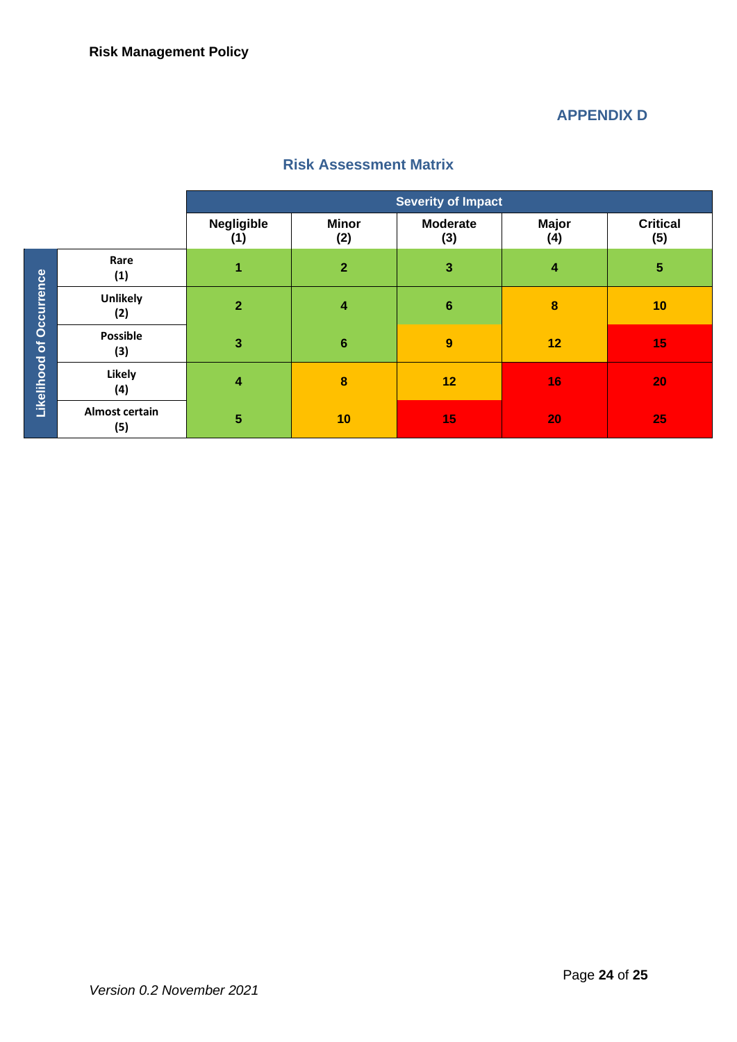## APPENDIX D

### Risk Assessment Matrix

| Likelihood of Occurrence | Severity of Impact: Negligible (1) | Minor (2) | Moderate (3) | Major (4) | Critical (5) |
|---|---|---|---|---|---|
| Rare (1) | 1 | 2 | 3 | 4 | 5 |
| Unlikely (2) | 2 | 4 | 6 | 8 | 10 |
| Possible (3) | 3 | 6 | 9 | 12 | 15 |
| Likely (4) | 4 | 8 | 12 | 16 | 20 |
| Almost certain (5) | 5 | 10 | 15 | 20 | 25 |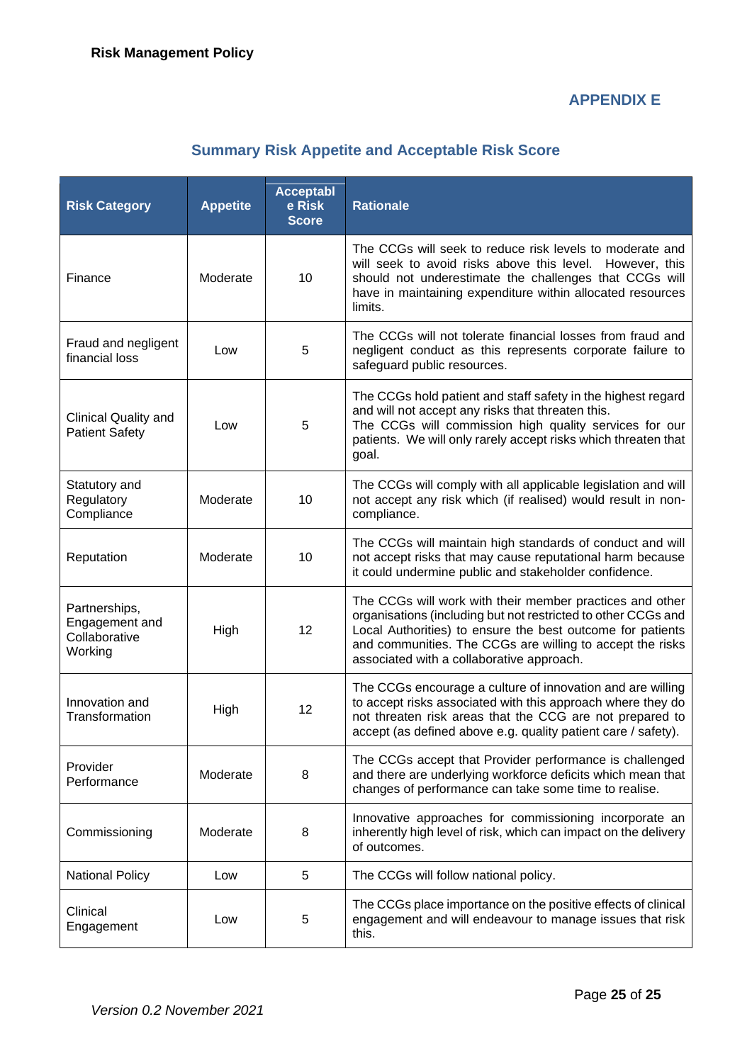## APPENDIX E

### Summary Risk Appetite and Acceptable Risk Score

| Risk Category | Appetite | Acceptable Risk Score | Rationale |
|---|---|---|---|
| Finance | Moderate | 10 | The CCGs will seek to reduce risk levels to moderate and will seek to avoid risks above this level. However, this should not underestimate the challenges that CCGs will have in maintaining expenditure within allocated resources limits. |
| Fraud and negligent financial loss | Low | 5 | The CCGs will not tolerate financial losses from fraud and negligent conduct as this represents corporate failure to safeguard public resources. |
| Clinical Quality and Patient Safety | Low | 5 | The CCGs hold patient and staff safety in the highest regard and will not accept any risks that threaten this. The CCGs will commission high quality services for our patients. We will only rarely accept risks which threaten that goal. |
| Statutory and Regulatory Compliance | Moderate | 10 | The CCGs will comply with all applicable legislation and will not accept any risk which (if realised) would result in non-compliance. |
| Reputation | Moderate | 10 | The CCGs will maintain high standards of conduct and will not accept risks that may cause reputational harm because it could undermine public and stakeholder confidence. |
| Partnerships, Engagement and Collaborative Working | High | 12 | The CCGs will work with their member practices and other organisations (including but not restricted to other CCGs and Local Authorities) to ensure the best outcome for patients and communities. The CCGs are willing to accept the risks associated with a collaborative approach. |
| Innovation and Transformation | High | 12 | The CCGs encourage a culture of innovation and are willing to accept risks associated with this approach where they do not threaten risk areas that the CCG are not prepared to accept (as defined above e.g. quality patient care / safety). |
| Provider Performance | Moderate | 8 | The CCGs accept that Provider performance is challenged and there are underlying workforce deficits which mean that changes of performance can take some time to realise. |
| Commissioning | Moderate | 8 | Innovative approaches for commissioning incorporate an inherently high level of risk, which can impact on the delivery of outcomes. |
| National Policy | Low | 5 | The CCGs will follow national policy. |
| Clinical Engagement | Low | 5 | The CCGs place importance on the positive effects of clinical engagement and will endeavour to manage issues that risk this. |